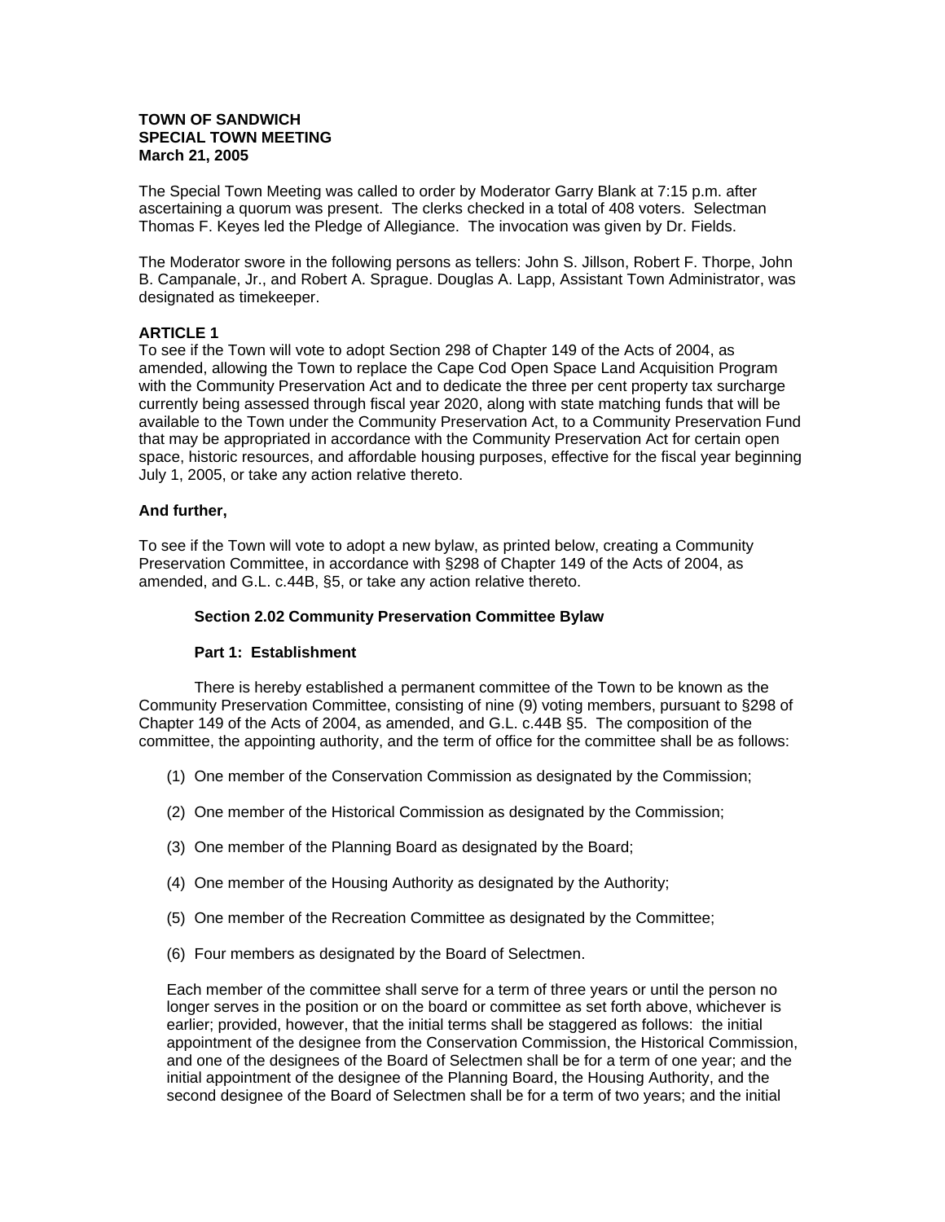**TOWN OF SANDWICH**
**SPECIAL TOWN MEETING**
**March 21, 2005**

The Special Town Meeting was called to order by Moderator Garry Blank at 7:15 p.m. after ascertaining a quorum was present. The clerks checked in a total of 408 voters. Selectman Thomas F. Keyes led the Pledge of Allegiance. The invocation was given by Dr. Fields.

The Moderator swore in the following persons as tellers: John S. Jillson, Robert F. Thorpe, John B. Campanale, Jr., and Robert A. Sprague. Douglas A. Lapp, Assistant Town Administrator, was designated as timekeeper.

**ARTICLE 1**

To see if the Town will vote to adopt Section 298 of Chapter 149 of the Acts of 2004, as amended, allowing the Town to replace the Cape Cod Open Space Land Acquisition Program with the Community Preservation Act and to dedicate the three per cent property tax surcharge currently being assessed through fiscal year 2020, along with state matching funds that will be available to the Town under the Community Preservation Act, to a Community Preservation Fund that may be appropriated in accordance with the Community Preservation Act for certain open space, historic resources, and affordable housing purposes, effective for the fiscal year beginning July 1, 2005, or take any action relative thereto.

**And further,**

To see if the Town will vote to adopt a new bylaw, as printed below, creating a Community Preservation Committee, in accordance with §298 of Chapter 149 of the Acts of 2004, as amended, and G.L. c.44B, §5, or take any action relative thereto.

**Section 2.02 Community Preservation Committee Bylaw**

**Part 1: Establishment**

There is hereby established a permanent committee of the Town to be known as the Community Preservation Committee, consisting of nine (9) voting members, pursuant to §298 of Chapter 149 of the Acts of 2004, as amended, and G.L. c.44B §5. The composition of the committee, the appointing authority, and the term of office for the committee shall be as follows:

(1) One member of the Conservation Commission as designated by the Commission;

(2) One member of the Historical Commission as designated by the Commission;

(3) One member of the Planning Board as designated by the Board;

(4) One member of the Housing Authority as designated by the Authority;

(5) One member of the Recreation Committee as designated by the Committee;

(6) Four members as designated by the Board of Selectmen.

Each member of the committee shall serve for a term of three years or until the person no longer serves in the position or on the board or committee as set forth above, whichever is earlier; provided, however, that the initial terms shall be staggered as follows: the initial appointment of the designee from the Conservation Commission, the Historical Commission, and one of the designees of the Board of Selectmen shall be for a term of one year; and the initial appointment of the designee of the Planning Board, the Housing Authority, and the second designee of the Board of Selectmen shall be for a term of two years; and the initial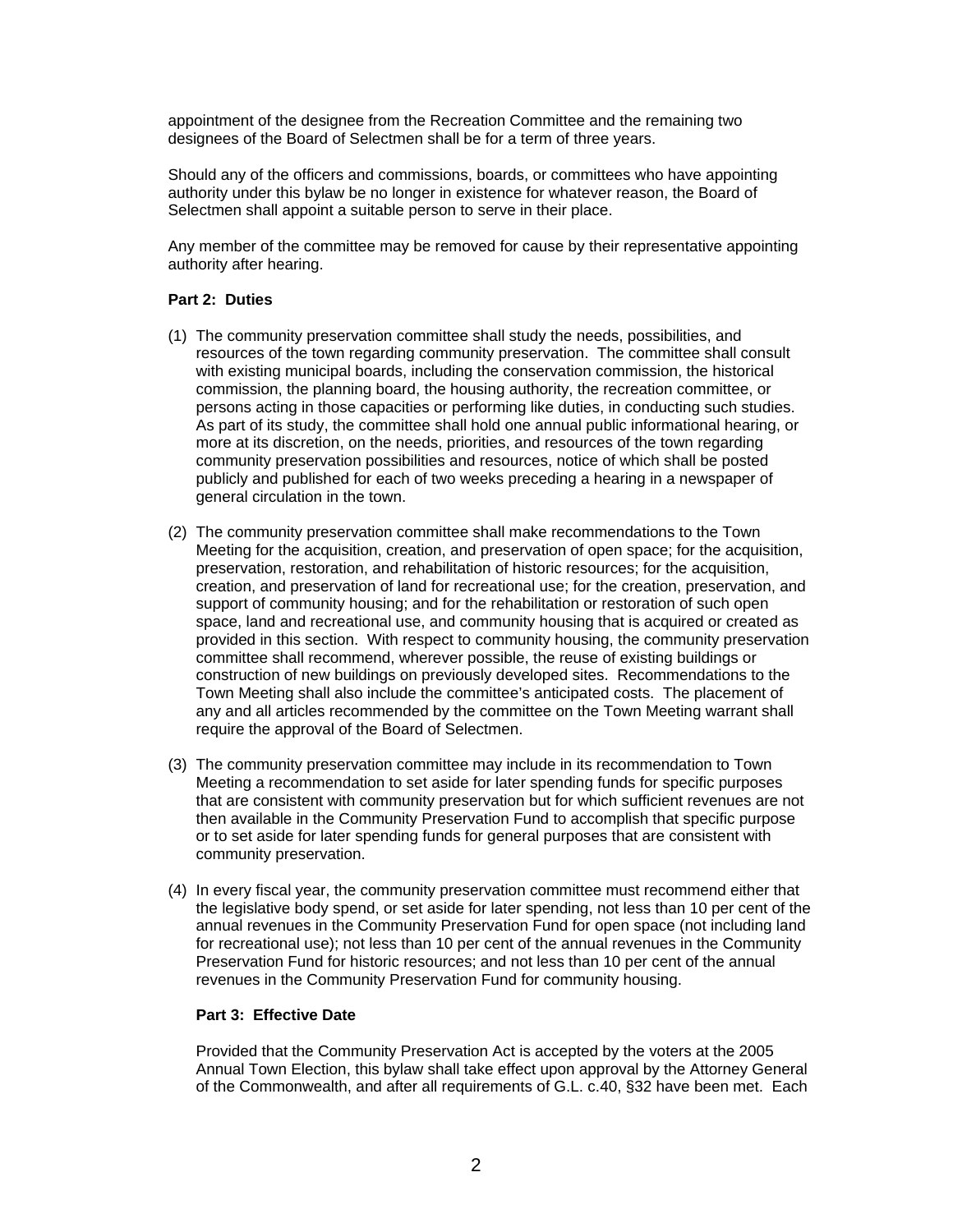appointment of the designee from the Recreation Committee and the remaining two designees of the Board of Selectmen shall be for a term of three years.

Should any of the officers and commissions, boards, or committees who have appointing authority under this bylaw be no longer in existence for whatever reason, the Board of Selectmen shall appoint a suitable person to serve in their place.

Any member of the committee may be removed for cause by their representative appointing authority after hearing.

**Part 2: Duties**

(1) The community preservation committee shall study the needs, possibilities, and resources of the town regarding community preservation. The committee shall consult with existing municipal boards, including the conservation commission, the historical commission, the planning board, the housing authority, the recreation committee, or persons acting in those capacities or performing like duties, in conducting such studies. As part of its study, the committee shall hold one annual public informational hearing, or more at its discretion, on the needs, priorities, and resources of the town regarding community preservation possibilities and resources, notice of which shall be posted publicly and published for each of two weeks preceding a hearing in a newspaper of general circulation in the town.

(2) The community preservation committee shall make recommendations to the Town Meeting for the acquisition, creation, and preservation of open space; for the acquisition, preservation, restoration, and rehabilitation of historic resources; for the acquisition, creation, and preservation of land for recreational use; for the creation, preservation, and support of community housing; and for the rehabilitation or restoration of such open space, land and recreational use, and community housing that is acquired or created as provided in this section. With respect to community housing, the community preservation committee shall recommend, wherever possible, the reuse of existing buildings or construction of new buildings on previously developed sites. Recommendations to the Town Meeting shall also include the committee's anticipated costs. The placement of any and all articles recommended by the committee on the Town Meeting warrant shall require the approval of the Board of Selectmen.

(3) The community preservation committee may include in its recommendation to Town Meeting a recommendation to set aside for later spending funds for specific purposes that are consistent with community preservation but for which sufficient revenues are not then available in the Community Preservation Fund to accomplish that specific purpose or to set aside for later spending funds for general purposes that are consistent with community preservation.

(4) In every fiscal year, the community preservation committee must recommend either that the legislative body spend, or set aside for later spending, not less than 10 per cent of the annual revenues in the Community Preservation Fund for open space (not including land for recreational use); not less than 10 per cent of the annual revenues in the Community Preservation Fund for historic resources; and not less than 10 per cent of the annual revenues in the Community Preservation Fund for community housing.

**Part 3: Effective Date**

Provided that the Community Preservation Act is accepted by the voters at the 2005 Annual Town Election, this bylaw shall take effect upon approval by the Attorney General of the Commonwealth, and after all requirements of G.L. c.40, §32 have been met. Each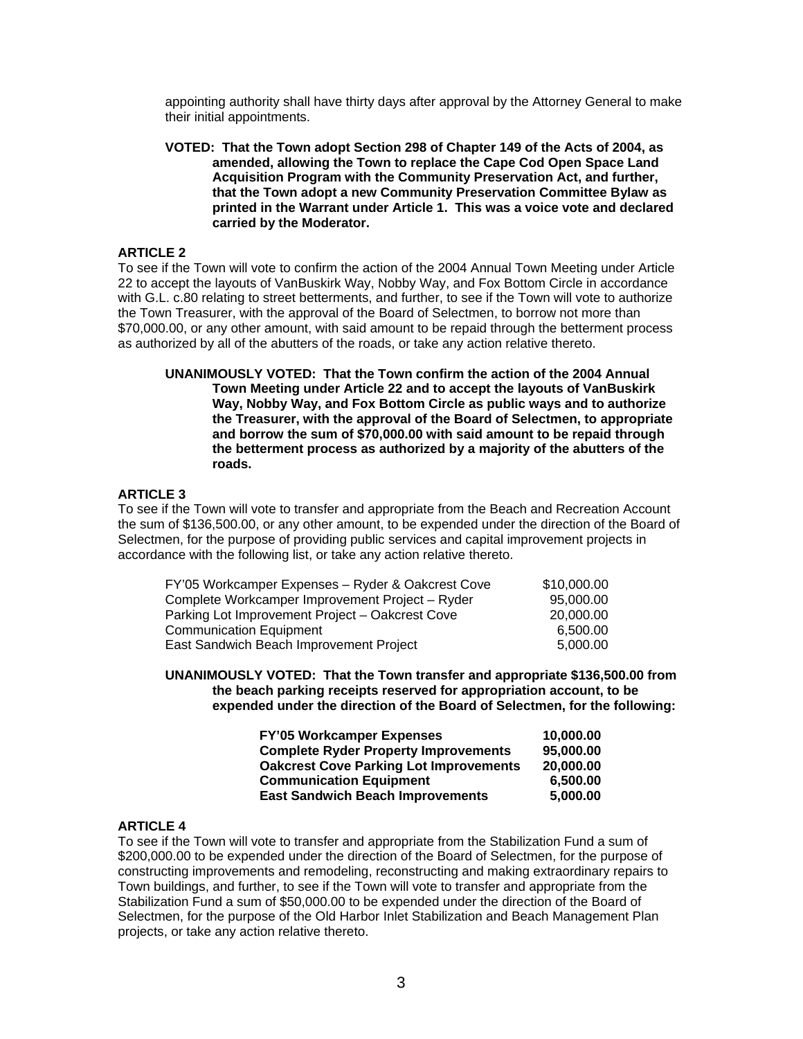appointing authority shall have thirty days after approval by the Attorney General to make their initial appointments.

**VOTED: That the Town adopt Section 298 of Chapter 149 of the Acts of 2004, as amended, allowing the Town to replace the Cape Cod Open Space Land Acquisition Program with the Community Preservation Act, and further, that the Town adopt a new Community Preservation Committee Bylaw as printed in the Warrant under Article 1. This was a voice vote and declared carried by the Moderator.**

### ARTICLE 2

To see if the Town will vote to confirm the action of the 2004 Annual Town Meeting under Article 22 to accept the layouts of VanBuskirk Way, Nobby Way, and Fox Bottom Circle in accordance with G.L. c.80 relating to street betterments, and further, to see if the Town will vote to authorize the Town Treasurer, with the approval of the Board of Selectmen, to borrow not more than $70,000.00, or any other amount, with said amount to be repaid through the betterment process as authorized by all of the abutters of the roads, or take any action relative thereto.

**UNANIMOUSLY VOTED: That the Town confirm the action of the 2004 Annual Town Meeting under Article 22 and to accept the layouts of VanBuskirk Way, Nobby Way, and Fox Bottom Circle as public ways and to authorize the Treasurer, with the approval of the Board of Selectmen, to appropriate and borrow the sum of $70,000.00 with said amount to be repaid through the betterment process as authorized by a majority of the abutters of the roads.**

### ARTICLE 3

To see if the Town will vote to transfer and appropriate from the Beach and Recreation Account the sum of $136,500.00, or any other amount, to be expended under the direction of the Board of Selectmen, for the purpose of providing public services and capital improvement projects in accordance with the following list, or take any action relative thereto.

| | |
|---|---|
| FY'05 Workcamper Expenses – Ryder & Oakcrest Cove | $10,000.00 |
| Complete Workcamper Improvement Project – Ryder | 95,000.00 |
| Parking Lot Improvement Project – Oakcrest Cove | 20,000.00 |
| Communication Equipment | 6,500.00 |
| East Sandwich Beach Improvement Project | 5,000.00 |

**UNANIMOUSLY VOTED: That the Town transfer and appropriate $136,500.00 from the beach parking receipts reserved for appropriation account, to be expended under the direction of the Board of Selectmen, for the following:**

| | |
|---|---|
| **FY'05 Workcamper Expenses** | **10,000.00** |
| **Complete Ryder Property Improvements** | **95,000.00** |
| **Oakcrest Cove Parking Lot Improvements** | **20,000.00** |
| **Communication Equipment** | **6,500.00** |
| **East Sandwich Beach Improvements** | **5,000.00** |

### ARTICLE 4

To see if the Town will vote to transfer and appropriate from the Stabilization Fund a sum of $200,000.00 to be expended under the direction of the Board of Selectmen, for the purpose of constructing improvements and remodeling, reconstructing and making extraordinary repairs to Town buildings, and further, to see if the Town will vote to transfer and appropriate from the Stabilization Fund a sum of $50,000.00 to be expended under the direction of the Board of Selectmen, for the purpose of the Old Harbor Inlet Stabilization and Beach Management Plan projects, or take any action relative thereto.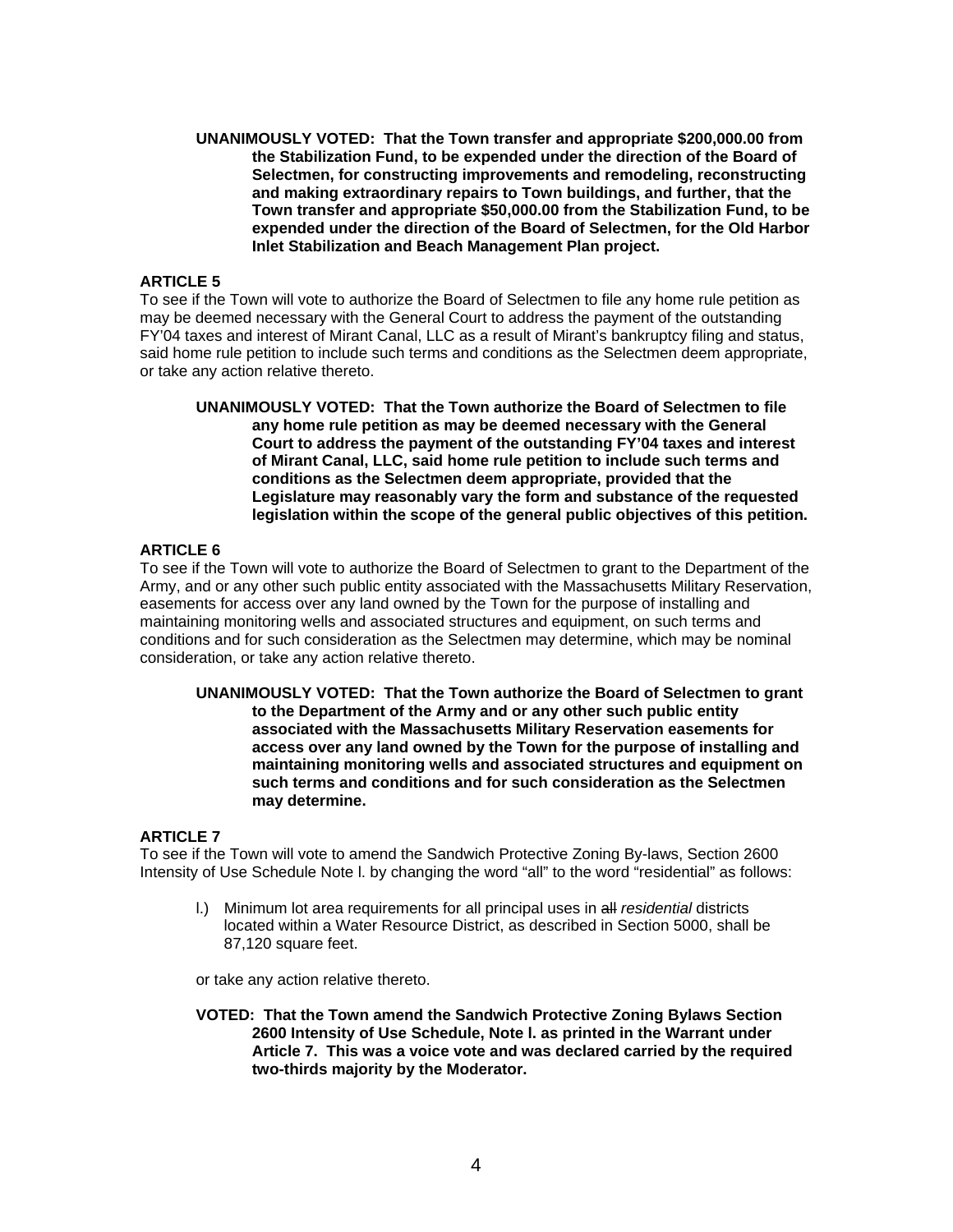**UNANIMOUSLY VOTED: That the Town transfer and appropriate $200,000.00 from the Stabilization Fund, to be expended under the direction of the Board of Selectmen, for constructing improvements and remodeling, reconstructing and making extraordinary repairs to Town buildings, and further, that the Town transfer and appropriate $50,000.00 from the Stabilization Fund, to be expended under the direction of the Board of Selectmen, for the Old Harbor Inlet Stabilization and Beach Management Plan project.**

### ARTICLE 5

To see if the Town will vote to authorize the Board of Selectmen to file any home rule petition as may be deemed necessary with the General Court to address the payment of the outstanding FY'04 taxes and interest of Mirant Canal, LLC as a result of Mirant's bankruptcy filing and status, said home rule petition to include such terms and conditions as the Selectmen deem appropriate, or take any action relative thereto.

**UNANIMOUSLY VOTED: That the Town authorize the Board of Selectmen to file any home rule petition as may be deemed necessary with the General Court to address the payment of the outstanding FY'04 taxes and interest of Mirant Canal, LLC, said home rule petition to include such terms and conditions as the Selectmen deem appropriate, provided that the Legislature may reasonably vary the form and substance of the requested legislation within the scope of the general public objectives of this petition.**

### ARTICLE 6

To see if the Town will vote to authorize the Board of Selectmen to grant to the Department of the Army, and or any other such public entity associated with the Massachusetts Military Reservation, easements for access over any land owned by the Town for the purpose of installing and maintaining monitoring wells and associated structures and equipment, on such terms and conditions and for such consideration as the Selectmen may determine, which may be nominal consideration, or take any action relative thereto.

**UNANIMOUSLY VOTED: That the Town authorize the Board of Selectmen to grant to the Department of the Army and or any other such public entity associated with the Massachusetts Military Reservation easements for access over any land owned by the Town for the purpose of installing and maintaining monitoring wells and associated structures and equipment on such terms and conditions and for such consideration as the Selectmen may determine.**

### ARTICLE 7

To see if the Town will vote to amend the Sandwich Protective Zoning By-laws, Section 2600 Intensity of Use Schedule Note l. by changing the word "all" to the word "residential" as follows:

l.) Minimum lot area requirements for all principal uses in ~~all~~ *residential* districts located within a Water Resource District, as described in Section 5000, shall be 87,120 square feet.

or take any action relative thereto.

**VOTED: That the Town amend the Sandwich Protective Zoning Bylaws Section 2600 Intensity of Use Schedule, Note l. as printed in the Warrant under Article 7. This was a voice vote and was declared carried by the required two-thirds majority by the Moderator.**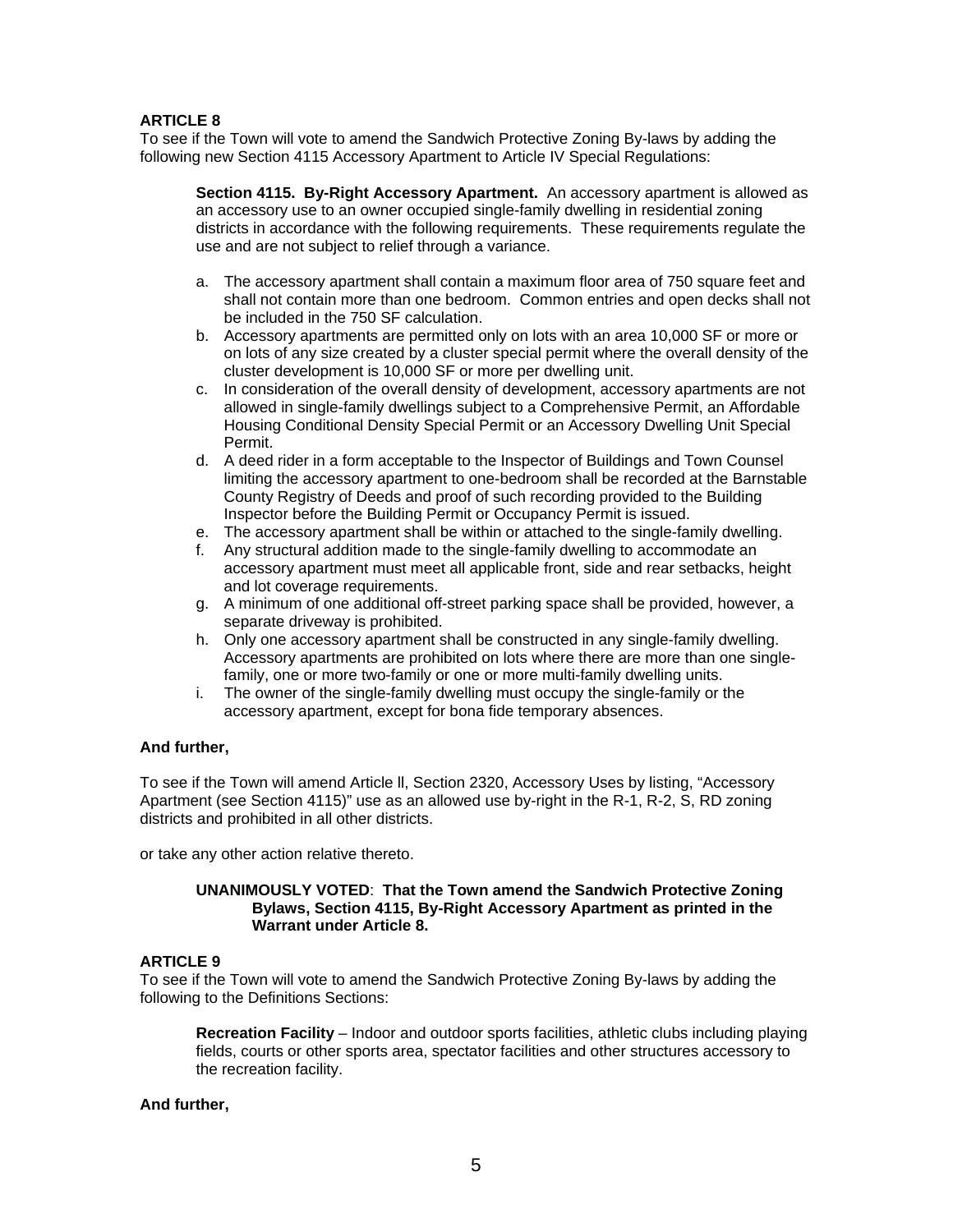**ARTICLE 8**

To see if the Town will vote to amend the Sandwich Protective Zoning By-laws by adding the following new Section 4115 Accessory Apartment to Article IV Special Regulations:

> **Section 4115. By-Right Accessory Apartment.** An accessory apartment is allowed as an accessory use to an owner occupied single-family dwelling in residential zoning districts in accordance with the following requirements. These requirements regulate the use and are not subject to relief through a variance.
>
> a. The accessory apartment shall contain a maximum floor area of 750 square feet and shall not contain more than one bedroom. Common entries and open decks shall not be included in the 750 SF calculation.
> b. Accessory apartments are permitted only on lots with an area 10,000 SF or more or on lots of any size created by a cluster special permit where the overall density of the cluster development is 10,000 SF or more per dwelling unit.
> c. In consideration of the overall density of development, accessory apartments are not allowed in single-family dwellings subject to a Comprehensive Permit, an Affordable Housing Conditional Density Special Permit or an Accessory Dwelling Unit Special Permit.
> d. A deed rider in a form acceptable to the Inspector of Buildings and Town Counsel limiting the accessory apartment to one-bedroom shall be recorded at the Barnstable County Registry of Deeds and proof of such recording provided to the Building Inspector before the Building Permit or Occupancy Permit is issued.
> e. The accessory apartment shall be within or attached to the single-family dwelling.
> f. Any structural addition made to the single-family dwelling to accommodate an accessory apartment must meet all applicable front, side and rear setbacks, height and lot coverage requirements.
> g. A minimum of one additional off-street parking space shall be provided, however, a separate driveway is prohibited.
> h. Only one accessory apartment shall be constructed in any single-family dwelling. Accessory apartments are prohibited on lots where there are more than one single-family, one or more two-family or one or more multi-family dwelling units.
> i. The owner of the single-family dwelling must occupy the single-family or the accessory apartment, except for bona fide temporary absences.

**And further,**

To see if the Town will amend Article ll, Section 2320, Accessory Uses by listing, "Accessory Apartment (see Section 4115)" use as an allowed use by-right in the R-1, R-2, S, RD zoning districts and prohibited in all other districts.

or take any other action relative thereto.

> **UNANIMOUSLY VOTED**: **That the Town amend the Sandwich Protective Zoning Bylaws, Section 4115, By-Right Accessory Apartment as printed in the Warrant under Article 8.**

**ARTICLE 9**

To see if the Town will vote to amend the Sandwich Protective Zoning By-laws by adding the following to the Definitions Sections:

> **Recreation Facility** – Indoor and outdoor sports facilities, athletic clubs including playing fields, courts or other sports area, spectator facilities and other structures accessory to the recreation facility.

**And further,**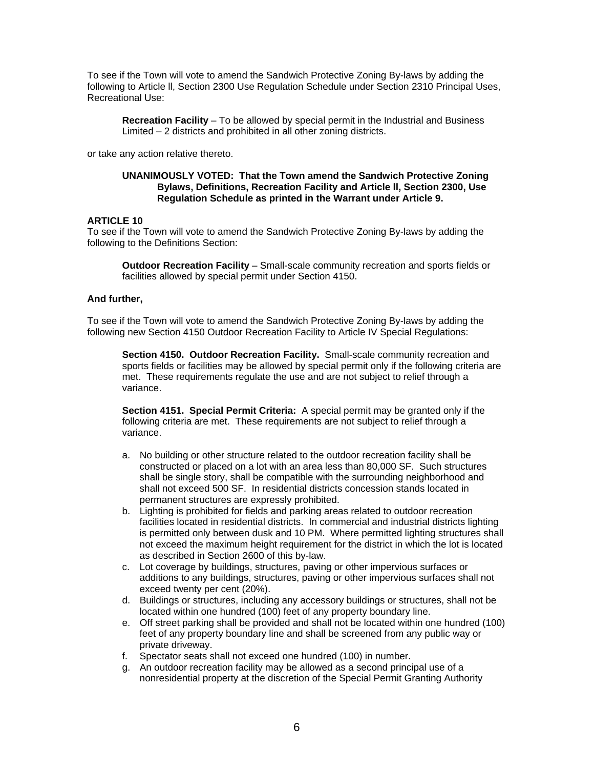To see if the Town will vote to amend the Sandwich Protective Zoning By-laws by adding the following to Article ll, Section 2300 Use Regulation Schedule under Section 2310 Principal Uses, Recreational Use:

> **Recreation Facility** – To be allowed by special permit in the Industrial and Business Limited – 2 districts and prohibited in all other zoning districts.

or take any action relative thereto.

> **UNANIMOUSLY VOTED: That the Town amend the Sandwich Protective Zoning Bylaws, Definitions, Recreation Facility and Article ll, Section 2300, Use Regulation Schedule as printed in the Warrant under Article 9.**

**ARTICLE 10**

To see if the Town will vote to amend the Sandwich Protective Zoning By-laws by adding the following to the Definitions Section:

> **Outdoor Recreation Facility** – Small-scale community recreation and sports fields or facilities allowed by special permit under Section 4150.

**And further,**

To see if the Town will vote to amend the Sandwich Protective Zoning By-laws by adding the following new Section 4150 Outdoor Recreation Facility to Article IV Special Regulations:

> **Section 4150. Outdoor Recreation Facility.** Small-scale community recreation and sports fields or facilities may be allowed by special permit only if the following criteria are met. These requirements regulate the use and are not subject to relief through a variance.
>
> **Section 4151. Special Permit Criteria:** A special permit may be granted only if the following criteria are met. These requirements are not subject to relief through a variance.
>
> a. No building or other structure related to the outdoor recreation facility shall be constructed or placed on a lot with an area less than 80,000 SF. Such structures shall be single story, shall be compatible with the surrounding neighborhood and shall not exceed 500 SF. In residential districts concession stands located in permanent structures are expressly prohibited.
> b. Lighting is prohibited for fields and parking areas related to outdoor recreation facilities located in residential districts. In commercial and industrial districts lighting is permitted only between dusk and 10 PM. Where permitted lighting structures shall not exceed the maximum height requirement for the district in which the lot is located as described in Section 2600 of this by-law.
> c. Lot coverage by buildings, structures, paving or other impervious surfaces or additions to any buildings, structures, paving or other impervious surfaces shall not exceed twenty per cent (20%).
> d. Buildings or structures, including any accessory buildings or structures, shall not be located within one hundred (100) feet of any property boundary line.
> e. Off street parking shall be provided and shall not be located within one hundred (100) feet of any property boundary line and shall be screened from any public way or private driveway.
> f. Spectator seats shall not exceed one hundred (100) in number.
> g. An outdoor recreation facility may be allowed as a second principal use of a nonresidential property at the discretion of the Special Permit Granting Authority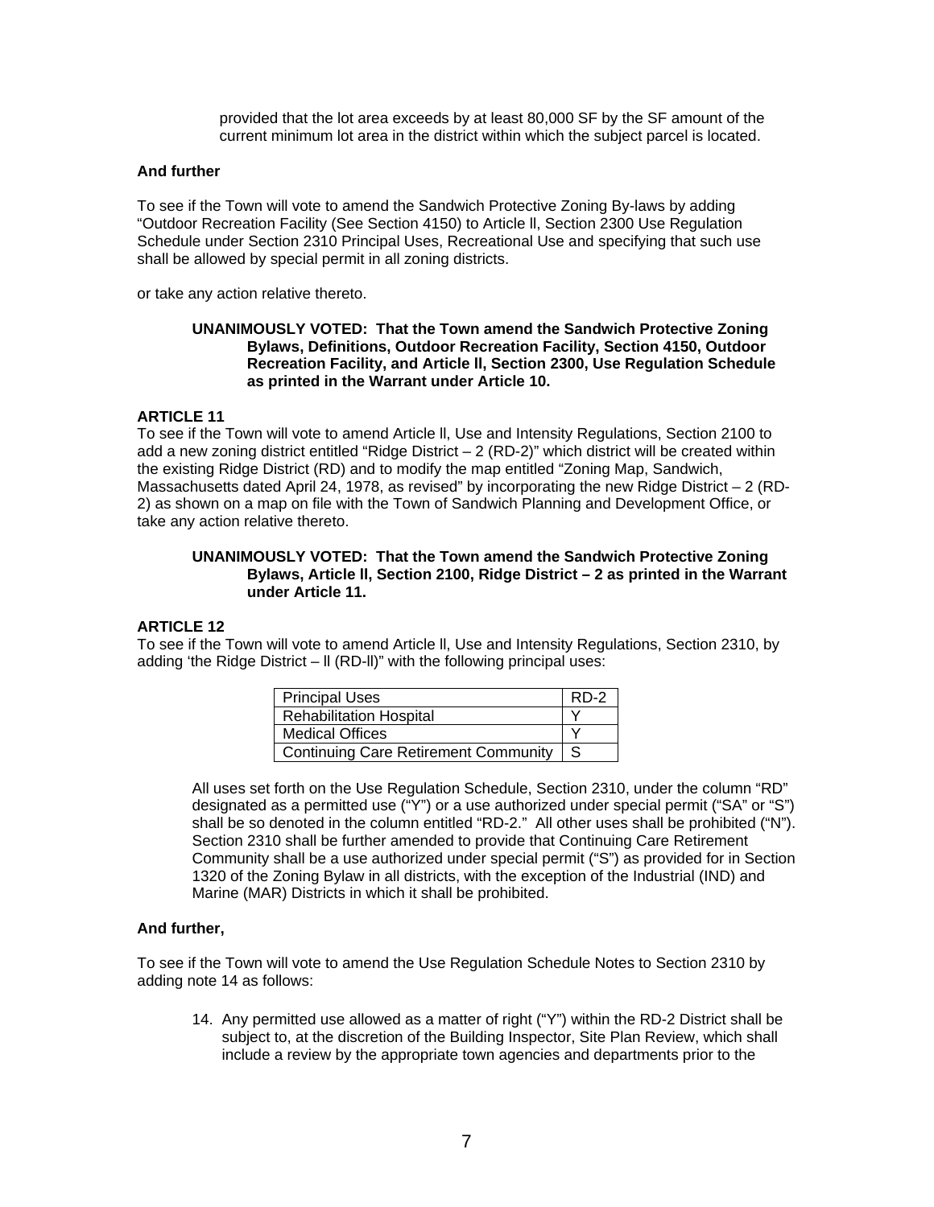provided that the lot area exceeds by at least 80,000 SF by the SF amount of the current minimum lot area in the district within which the subject parcel is located.

**And further**

To see if the Town will vote to amend the Sandwich Protective Zoning By-laws by adding "Outdoor Recreation Facility (See Section 4150) to Article ll, Section 2300 Use Regulation Schedule under Section 2310 Principal Uses, Recreational Use and specifying that such use shall be allowed by special permit in all zoning districts.

or take any action relative thereto.

**UNANIMOUSLY VOTED: That the Town amend the Sandwich Protective Zoning Bylaws, Definitions, Outdoor Recreation Facility, Section 4150, Outdoor Recreation Facility, and Article ll, Section 2300, Use Regulation Schedule as printed in the Warrant under Article 10.**

### ARTICLE 11

To see if the Town will vote to amend Article ll, Use and Intensity Regulations, Section 2100 to add a new zoning district entitled "Ridge District – 2 (RD-2)" which district will be created within the existing Ridge District (RD) and to modify the map entitled "Zoning Map, Sandwich, Massachusetts dated April 24, 1978, as revised" by incorporating the new Ridge District – 2 (RD-2) as shown on a map on file with the Town of Sandwich Planning and Development Office, or take any action relative thereto.

**UNANIMOUSLY VOTED: That the Town amend the Sandwich Protective Zoning Bylaws, Article ll, Section 2100, Ridge District – 2 as printed in the Warrant under Article 11.**

### ARTICLE 12

To see if the Town will vote to amend Article ll, Use and Intensity Regulations, Section 2310, by adding 'the Ridge District – ll (RD-ll)" with the following principal uses:

| Principal Uses | RD-2 |
|---|---|
| Rehabilitation Hospital | Y |
| Medical Offices | Y |
| Continuing Care Retirement Community | S |

All uses set forth on the Use Regulation Schedule, Section 2310, under the column "RD" designated as a permitted use ("Y") or a use authorized under special permit ("SA" or "S") shall be so denoted in the column entitled "RD-2." All other uses shall be prohibited ("N"). Section 2310 shall be further amended to provide that Continuing Care Retirement Community shall be a use authorized under special permit ("S") as provided for in Section 1320 of the Zoning Bylaw in all districts, with the exception of the Industrial (IND) and Marine (MAR) Districts in which it shall be prohibited.

**And further,**

To see if the Town will vote to amend the Use Regulation Schedule Notes to Section 2310 by adding note 14 as follows:

14. Any permitted use allowed as a matter of right ("Y") within the RD-2 District shall be subject to, at the discretion of the Building Inspector, Site Plan Review, which shall include a review by the appropriate town agencies and departments prior to the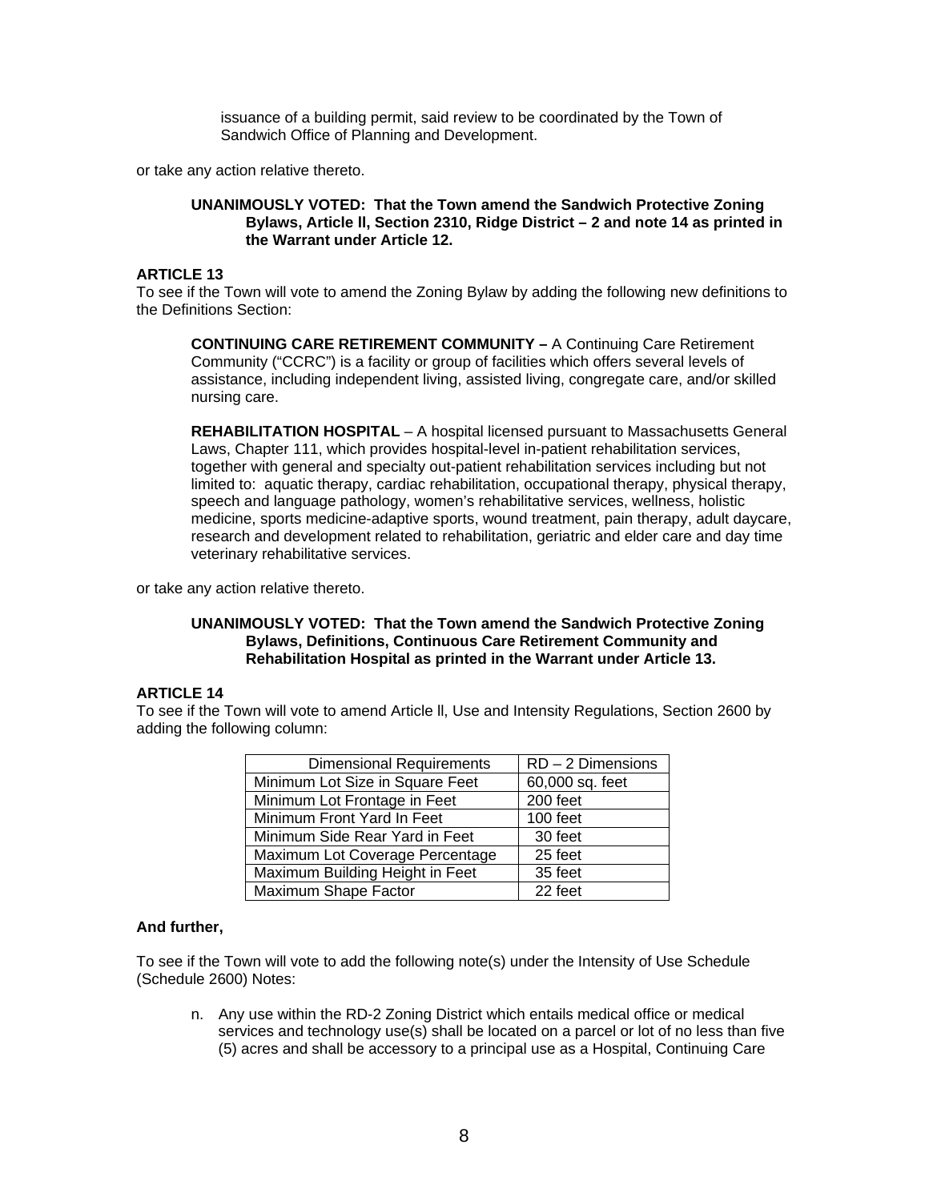issuance of a building permit, said review to be coordinated by the Town of Sandwich Office of Planning and Development.

or take any action relative thereto.

**UNANIMOUSLY VOTED: That the Town amend the Sandwich Protective Zoning Bylaws, Article ll, Section 2310, Ridge District – 2 and note 14 as printed in the Warrant under Article 12.**

**ARTICLE 13**

To see if the Town will vote to amend the Zoning Bylaw by adding the following new definitions to the Definitions Section:

**CONTINUING CARE RETIREMENT COMMUNITY –** A Continuing Care Retirement Community ("CCRC") is a facility or group of facilities which offers several levels of assistance, including independent living, assisted living, congregate care, and/or skilled nursing care.

**REHABILITATION HOSPITAL** – A hospital licensed pursuant to Massachusetts General Laws, Chapter 111, which provides hospital-level in-patient rehabilitation services, together with general and specialty out-patient rehabilitation services including but not limited to: aquatic therapy, cardiac rehabilitation, occupational therapy, physical therapy, speech and language pathology, women's rehabilitative services, wellness, holistic medicine, sports medicine-adaptive sports, wound treatment, pain therapy, adult daycare, research and development related to rehabilitation, geriatric and elder care and day time veterinary rehabilitative services.

or take any action relative thereto.

**UNANIMOUSLY VOTED: That the Town amend the Sandwich Protective Zoning Bylaws, Definitions, Continuous Care Retirement Community and Rehabilitation Hospital as printed in the Warrant under Article 13.**

**ARTICLE 14**

To see if the Town will vote to amend Article ll, Use and Intensity Regulations, Section 2600 by adding the following column:

| Dimensional Requirements | RD – 2 Dimensions |
|---|---|
| Minimum Lot Size in Square Feet | 60,000 sq. feet |
| Minimum Lot Frontage in Feet | 200 feet |
| Minimum Front Yard In Feet | 100 feet |
| Minimum Side Rear Yard in Feet | 30 feet |
| Maximum Lot Coverage Percentage | 25 feet |
| Maximum Building Height in Feet | 35 feet |
| Maximum Shape Factor | 22 feet |

**And further,**

To see if the Town will vote to add the following note(s) under the Intensity of Use Schedule (Schedule 2600) Notes:

n. Any use within the RD-2 Zoning District which entails medical office or medical services and technology use(s) shall be located on a parcel or lot of no less than five (5) acres and shall be accessory to a principal use as a Hospital, Continuing Care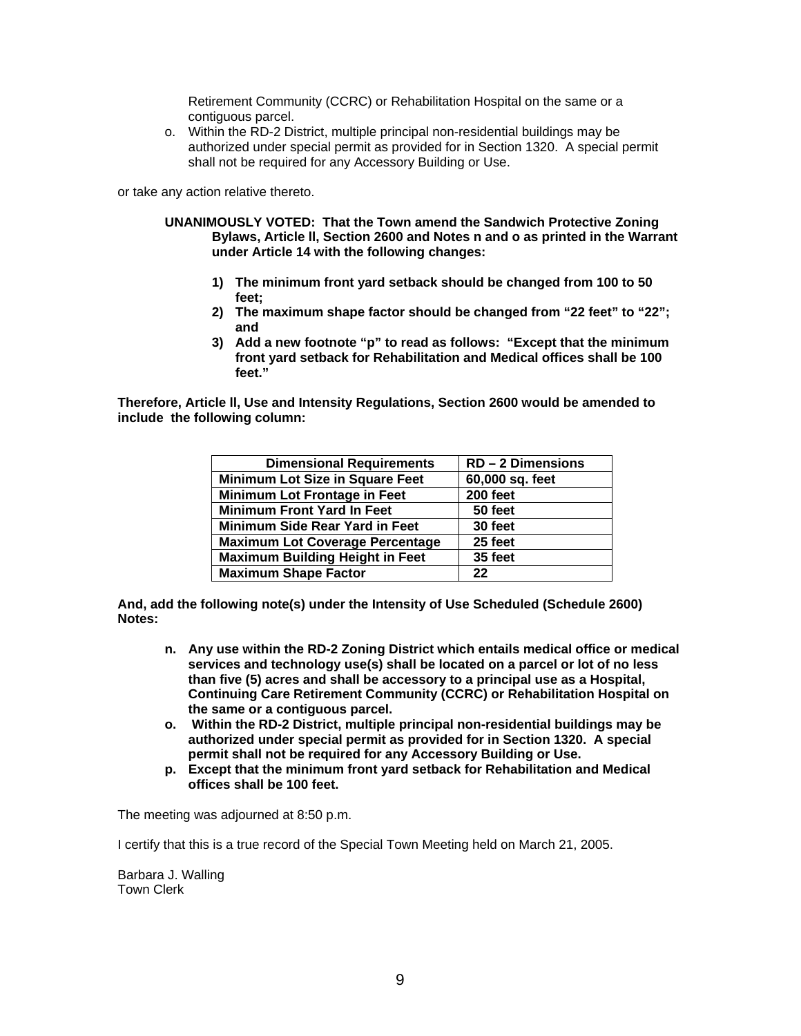Retirement Community (CCRC) or Rehabilitation Hospital on the same or a contiguous parcel.

o. Within the RD-2 District, multiple principal non-residential buildings may be authorized under special permit as provided for in Section 1320. A special permit shall not be required for any Accessory Building or Use.

or take any action relative thereto.

**UNANIMOUSLY VOTED: That the Town amend the Sandwich Protective Zoning Bylaws, Article ll, Section 2600 and Notes n and o as printed in the Warrant under Article 14 with the following changes:**

1) **The minimum front yard setback should be changed from 100 to 50 feet;**
2) **The maximum shape factor should be changed from "22 feet" to "22"; and**
3) **Add a new footnote "p" to read as follows: "Except that the minimum front yard setback for Rehabilitation and Medical offices shall be 100 feet."**

**Therefore, Article ll, Use and Intensity Regulations, Section 2600 would be amended to include the following column:**

| Dimensional Requirements | RD – 2 Dimensions |
|---|---|
| Minimum Lot Size in Square Feet | 60,000 sq. feet |
| Minimum Lot Frontage in Feet | 200 feet |
| Minimum Front Yard In Feet | 50 feet |
| Minimum Side Rear Yard in Feet | 30 feet |
| Maximum Lot Coverage Percentage | 25 feet |
| Maximum Building Height in Feet | 35 feet |
| Maximum Shape Factor | 22 |

**And, add the following note(s) under the Intensity of Use Scheduled (Schedule 2600) Notes:**

**n. Any use within the RD-2 Zoning District which entails medical office or medical services and technology use(s) shall be located on a parcel or lot of no less than five (5) acres and shall be accessory to a principal use as a Hospital, Continuing Care Retirement Community (CCRC) or Rehabilitation Hospital on the same or a contiguous parcel.**

**o. Within the RD-2 District, multiple principal non-residential buildings may be authorized under special permit as provided for in Section 1320. A special permit shall not be required for any Accessory Building or Use.**

**p. Except that the minimum front yard setback for Rehabilitation and Medical offices shall be 100 feet.**

The meeting was adjourned at 8:50 p.m.

I certify that this is a true record of the Special Town Meeting held on March 21, 2005.

Barbara J. Walling
Town Clerk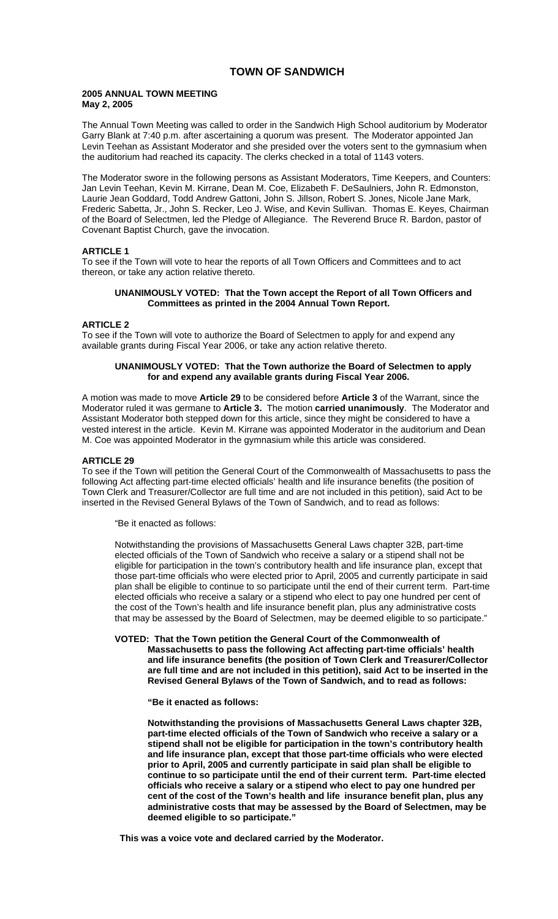# TOWN OF SANDWICH

**2005 ANNUAL TOWN MEETING**
**May 2, 2005**

The Annual Town Meeting was called to order in the Sandwich High School auditorium by Moderator Garry Blank at 7:40 p.m. after ascertaining a quorum was present. The Moderator appointed Jan Levin Teehan as Assistant Moderator and she presided over the voters sent to the gymnasium when the auditorium had reached its capacity. The clerks checked in a total of 1143 voters.

The Moderator swore in the following persons as Assistant Moderators, Time Keepers, and Counters: Jan Levin Teehan, Kevin M. Kirrane, Dean M. Coe, Elizabeth F. DeSaulniers, John R. Edmonston, Laurie Jean Goddard, Todd Andrew Gattoni, John S. Jillson, Robert S. Jones, Nicole Jane Mark, Frederic Sabetta, Jr., John S. Recker, Leo J. Wise, and Kevin Sullivan. Thomas E. Keyes, Chairman of the Board of Selectmen, led the Pledge of Allegiance. The Reverend Bruce R. Bardon, pastor of Covenant Baptist Church, gave the invocation.

**ARTICLE 1**

To see if the Town will vote to hear the reports of all Town Officers and Committees and to act thereon, or take any action relative thereto.

**UNANIMOUSLY VOTED: That the Town accept the Report of all Town Officers and Committees as printed in the 2004 Annual Town Report.**

**ARTICLE 2**

To see if the Town will vote to authorize the Board of Selectmen to apply for and expend any available grants during Fiscal Year 2006, or take any action relative thereto.

**UNANIMOUSLY VOTED: That the Town authorize the Board of Selectmen to apply for and expend any available grants during Fiscal Year 2006.**

A motion was made to move **Article 29** to be considered before **Article 3** of the Warrant, since the Moderator ruled it was germane to **Article 3.** The motion **carried unanimously**. The Moderator and Assistant Moderator both stepped down for this article, since they might be considered to have a vested interest in the article. Kevin M. Kirrane was appointed Moderator in the auditorium and Dean M. Coe was appointed Moderator in the gymnasium while this article was considered.

**ARTICLE 29**

To see if the Town will petition the General Court of the Commonwealth of Massachusetts to pass the following Act affecting part-time elected officials' health and life insurance benefits (the position of Town Clerk and Treasurer/Collector are full time and are not included in this petition), said Act to be inserted in the Revised General Bylaws of the Town of Sandwich, and to read as follows:

"Be it enacted as follows:

Notwithstanding the provisions of Massachusetts General Laws chapter 32B, part-time elected officials of the Town of Sandwich who receive a salary or a stipend shall not be eligible for participation in the town's contributory health and life insurance plan, except that those part-time officials who were elected prior to April, 2005 and currently participate in said plan shall be eligible to continue to so participate until the end of their current term. Part-time elected officials who receive a salary or a stipend who elect to pay one hundred per cent of the cost of the Town's health and life insurance benefit plan, plus any administrative costs that may be assessed by the Board of Selectmen, may be deemed eligible to so participate."

**VOTED: That the Town petition the General Court of the Commonwealth of Massachusetts to pass the following Act affecting part-time officials' health and life insurance benefits (the position of Town Clerk and Treasurer/Collector are full time and are not included in this petition), said Act to be inserted in the Revised General Bylaws of the Town of Sandwich, and to read as follows:**

**"Be it enacted as follows:**

**Notwithstanding the provisions of Massachusetts General Laws chapter 32B, part-time elected officials of the Town of Sandwich who receive a salary or a stipend shall not be eligible for participation in the town's contributory health and life insurance plan, except that those part-time officials who were elected prior to April, 2005 and currently participate in said plan shall be eligible to continue to so participate until the end of their current term. Part-time elected officials who receive a salary or a stipend who elect to pay one hundred per cent of the cost of the Town's health and life insurance benefit plan, plus any administrative costs that may be assessed by the Board of Selectmen, may be deemed eligible to so participate."**

**This was a voice vote and declared carried by the Moderator.**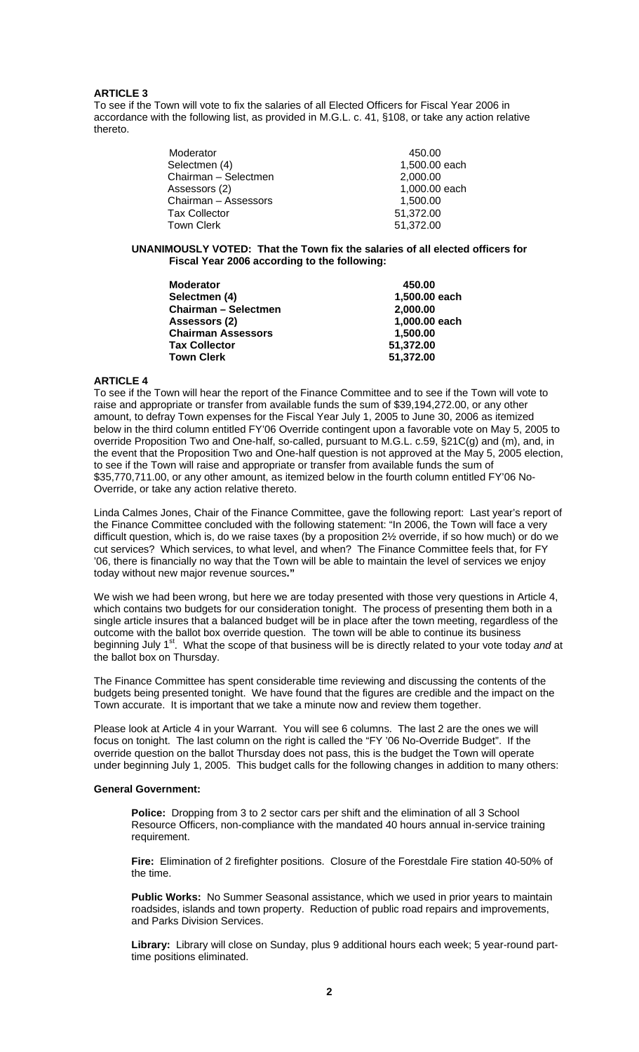**ARTICLE 3**

To see if the Town will vote to fix the salaries of all Elected Officers for Fiscal Year 2006 in accordance with the following list, as provided in M.G.L. c. 41, §108, or take any action relative thereto.

| | |
|---|---|
| Moderator | 450.00 |
| Selectmen (4) | 1,500.00 each |
| Chairman – Selectmen | 2,000.00 |
| Assessors (2) | 1,000.00 each |
| Chairman – Assessors | 1,500.00 |
| Tax Collector | 51,372.00 |
| Town Clerk | 51,372.00 |

**UNANIMOUSLY VOTED: That the Town fix the salaries of all elected officers for Fiscal Year 2006 according to the following:**

| | |
|---|---|
| **Moderator** | **450.00** |
| **Selectmen (4)** | **1,500.00 each** |
| **Chairman – Selectmen** | **2,000.00** |
| **Assessors (2)** | **1,000.00 each** |
| **Chairman Assessors** | **1,500.00** |
| **Tax Collector** | **51,372.00** |
| **Town Clerk** | **51,372.00** |

**ARTICLE 4**

To see if the Town will hear the report of the Finance Committee and to see if the Town will vote to raise and appropriate or transfer from available funds the sum of $39,194,272.00, or any other amount, to defray Town expenses for the Fiscal Year July 1, 2005 to June 30, 2006 as itemized below in the third column entitled FY'06 Override contingent upon a favorable vote on May 5, 2005 to override Proposition Two and One-half, so-called, pursuant to M.G.L. c.59, §21C(g) and (m), and, in the event that the Proposition Two and One-half question is not approved at the May 5, 2005 election, to see if the Town will raise and appropriate or transfer from available funds the sum of $35,770,711.00, or any other amount, as itemized below in the fourth column entitled FY'06 No-Override, or take any action relative thereto.

Linda Calmes Jones, Chair of the Finance Committee, gave the following report: Last year's report of the Finance Committee concluded with the following statement: "In 2006, the Town will face a very difficult question, which is, do we raise taxes (by a proposition 2½ override, if so how much) or do we cut services? Which services, to what level, and when? The Finance Committee feels that, for FY '06, there is financially no way that the Town will be able to maintain the level of services we enjoy today without new major revenue sources**."**

We wish we had been wrong, but here we are today presented with those very questions in Article 4, which contains two budgets for our consideration tonight. The process of presenting them both in a single article insures that a balanced budget will be in place after the town meeting, regardless of the outcome with the ballot box override question. The town will be able to continue its business beginning July 1st. What the scope of that business will be is directly related to your vote today *and* at the ballot box on Thursday.

The Finance Committee has spent considerable time reviewing and discussing the contents of the budgets being presented tonight. We have found that the figures are credible and the impact on the Town accurate. It is important that we take a minute now and review them together.

Please look at Article 4 in your Warrant. You will see 6 columns. The last 2 are the ones we will focus on tonight. The last column on the right is called the "FY '06 No-Override Budget". If the override question on the ballot Thursday does not pass, this is the budget the Town will operate under beginning July 1, 2005. This budget calls for the following changes in addition to many others:

**General Government:**

**Police:** Dropping from 3 to 2 sector cars per shift and the elimination of all 3 School Resource Officers, non-compliance with the mandated 40 hours annual in-service training requirement.

**Fire:** Elimination of 2 firefighter positions. Closure of the Forestdale Fire station 40-50% of the time.

**Public Works:** No Summer Seasonal assistance, which we used in prior years to maintain roadsides, islands and town property. Reduction of public road repairs and improvements, and Parks Division Services.

**Library:** Library will close on Sunday, plus 9 additional hours each week; 5 year-round part-time positions eliminated.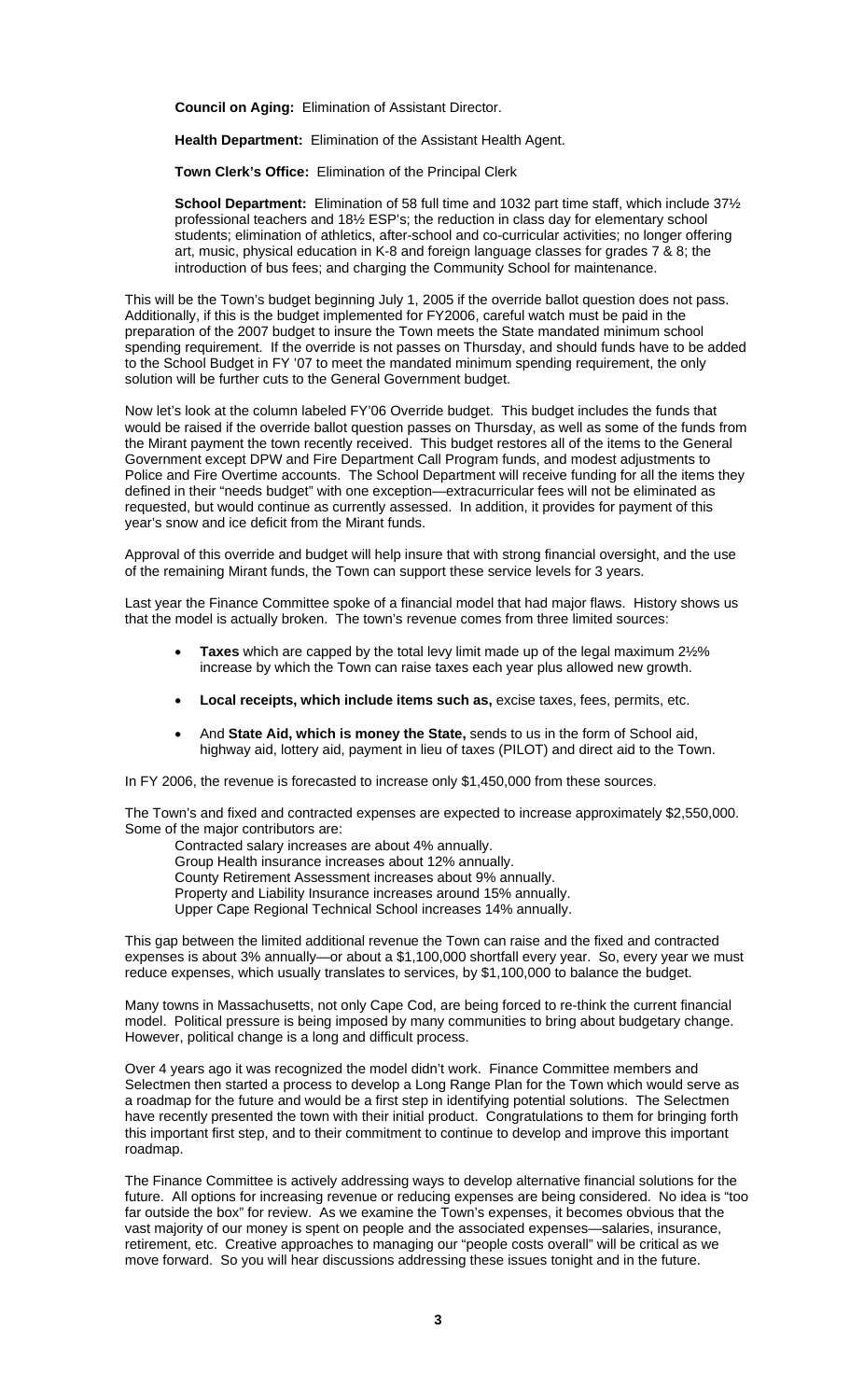**Council on Aging:** Elimination of Assistant Director.

**Health Department:** Elimination of the Assistant Health Agent.

**Town Clerk's Office:** Elimination of the Principal Clerk

**School Department:** Elimination of 58 full time and 1032 part time staff, which include 37½ professional teachers and 18½ ESP's; the reduction in class day for elementary school students; elimination of athletics, after-school and co-curricular activities; no longer offering art, music, physical education in K-8 and foreign language classes for grades 7 & 8; the introduction of bus fees; and charging the Community School for maintenance.

This will be the Town's budget beginning July 1, 2005 if the override ballot question does not pass. Additionally, if this is the budget implemented for FY2006, careful watch must be paid in the preparation of the 2007 budget to insure the Town meets the State mandated minimum school spending requirement. If the override is not passes on Thursday, and should funds have to be added to the School Budget in FY '07 to meet the mandated minimum spending requirement, the only solution will be further cuts to the General Government budget.

Now let's look at the column labeled FY'06 Override budget. This budget includes the funds that would be raised if the override ballot question passes on Thursday, as well as some of the funds from the Mirant payment the town recently received. This budget restores all of the items to the General Government except DPW and Fire Department Call Program funds, and modest adjustments to Police and Fire Overtime accounts. The School Department will receive funding for all the items they defined in their "needs budget" with one exception—extracurricular fees will not be eliminated as requested, but would continue as currently assessed. In addition, it provides for payment of this year's snow and ice deficit from the Mirant funds.

Approval of this override and budget will help insure that with strong financial oversight, and the use of the remaining Mirant funds, the Town can support these service levels for 3 years.

Last year the Finance Committee spoke of a financial model that had major flaws. History shows us that the model is actually broken. The town's revenue comes from three limited sources:

- **Taxes** which are capped by the total levy limit made up of the legal maximum 2½% increase by which the Town can raise taxes each year plus allowed new growth.
- **Local receipts, which include items such as,** excise taxes, fees, permits, etc.
- And **State Aid, which is money the State,** sends to us in the form of School aid, highway aid, lottery aid, payment in lieu of taxes (PILOT) and direct aid to the Town.

In FY 2006, the revenue is forecasted to increase only $1,450,000 from these sources.

The Town's and fixed and contracted expenses are expected to increase approximately $2,550,000. Some of the major contributors are:

Contracted salary increases are about 4% annually.  
Group Health insurance increases about 12% annually.  
County Retirement Assessment increases about 9% annually.  
Property and Liability Insurance increases around 15% annually.  
Upper Cape Regional Technical School increases 14% annually.

This gap between the limited additional revenue the Town can raise and the fixed and contracted expenses is about 3% annually—or about a $1,100,000 shortfall every year. So, every year we must reduce expenses, which usually translates to services, by $1,100,000 to balance the budget.

Many towns in Massachusetts, not only Cape Cod, are being forced to re-think the current financial model. Political pressure is being imposed by many communities to bring about budgetary change. However, political change is a long and difficult process.

Over 4 years ago it was recognized the model didn't work. Finance Committee members and Selectmen then started a process to develop a Long Range Plan for the Town which would serve as a roadmap for the future and would be a first step in identifying potential solutions. The Selectmen have recently presented the town with their initial product. Congratulations to them for bringing forth this important first step, and to their commitment to continue to develop and improve this important roadmap.

The Finance Committee is actively addressing ways to develop alternative financial solutions for the future. All options for increasing revenue or reducing expenses are being considered. No idea is "too far outside the box" for review. As we examine the Town's expenses, it becomes obvious that the vast majority of our money is spent on people and the associated expenses—salaries, insurance, retirement, etc. Creative approaches to managing our "people costs overall" will be critical as we move forward. So you will hear discussions addressing these issues tonight and in the future.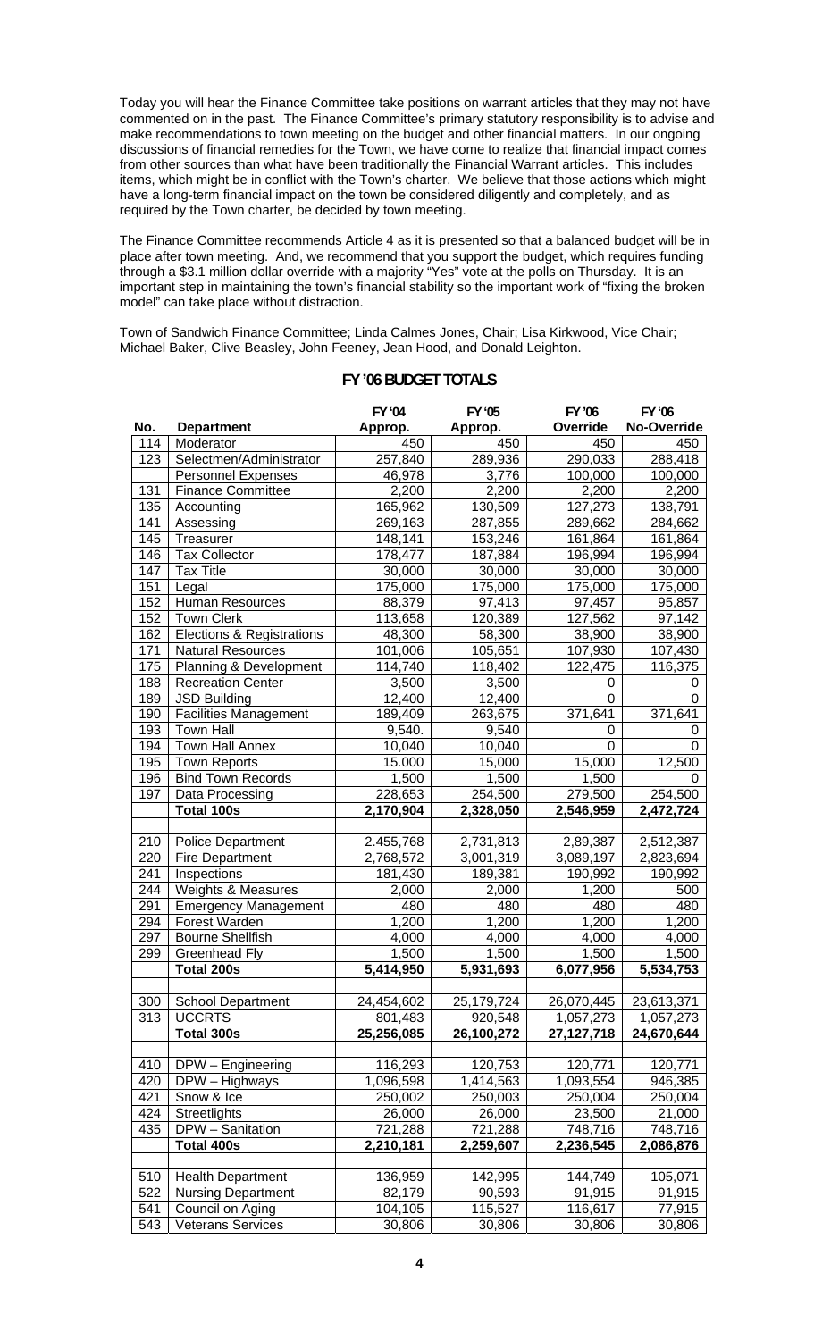Today you will hear the Finance Committee take positions on warrant articles that they may not have commented on in the past. The Finance Committee's primary statutory responsibility is to advise and make recommendations to town meeting on the budget and other financial matters. In our ongoing discussions of financial remedies for the Town, we have come to realize that financial impact comes from other sources than what have been traditionally the Financial Warrant articles. This includes items, which might be in conflict with the Town's charter. We believe that those actions which might have a long-term financial impact on the town be considered diligently and completely, and as required by the Town charter, be decided by town meeting.

The Finance Committee recommends Article 4 as it is presented so that a balanced budget will be in place after town meeting. And, we recommend that you support the budget, which requires funding through a $3.1 million dollar override with a majority "Yes" vote at the polls on Thursday. It is an important step in maintaining the town's financial stability so the important work of "fixing the broken model" can take place without distraction.

Town of Sandwich Finance Committee; Linda Calmes Jones, Chair; Lisa Kirkwood, Vice Chair; Michael Baker, Clive Beasley, John Feeney, Jean Hood, and Donald Leighton.

## FY '06 BUDGET TOTALS

| No. | Department | FY '04 Approp. | FY '05 Approp. | FY '06 Override | FY '06 No-Override |
|---|---|---|---|---|---|
| 114 | Moderator | 450 | 450 | 450 | 450 |
| 123 | Selectmen/Administrator | 257,840 | 289,936 | 290,033 | 288,418 |
| | Personnel Expenses | 46,978 | 3,776 | 100,000 | 100,000 |
| 131 | Finance Committee | 2,200 | 2,200 | 2,200 | 2,200 |
| 135 | Accounting | 165,962 | 130,509 | 127,273 | 138,791 |
| 141 | Assessing | 269,163 | 287,855 | 289,662 | 284,662 |
| 145 | Treasurer | 148,141 | 153,246 | 161,864 | 161,864 |
| 146 | Tax Collector | 178,477 | 187,884 | 196,994 | 196,994 |
| 147 | Tax Title | 30,000 | 30,000 | 30,000 | 30,000 |
| 151 | Legal | 175,000 | 175,000 | 175,000 | 175,000 |
| 152 | Human Resources | 88,379 | 97,413 | 97,457 | 95,857 |
| 152 | Town Clerk | 113,658 | 120,389 | 127,562 | 97,142 |
| 162 | Elections & Registrations | 48,300 | 58,300 | 38,900 | 38,900 |
| 171 | Natural Resources | 101,006 | 105,651 | 107,930 | 107,430 |
| 175 | Planning & Development | 114,740 | 118,402 | 122,475 | 116,375 |
| 188 | Recreation Center | 3,500 | 3,500 | 0 | 0 |
| 189 | JSD Building | 12,400 | 12,400 | 0 | 0 |
| 190 | Facilities Management | 189,409 | 263,675 | 371,641 | 371,641 |
| 193 | Town Hall | 9,540. | 9,540 | 0 | 0 |
| 194 | Town Hall Annex | 10,040 | 10,040 | 0 | 0 |
| 195 | Town Reports | 15.000 | 15,000 | 15,000 | 12,500 |
| 196 | Bind Town Records | 1,500 | 1,500 | 1,500 | 0 |
| 197 | Data Processing | 228,653 | 254,500 | 279,500 | 254,500 |
| | **Total 100s** | **2,170,904** | **2,328,050** | **2,546,959** | **2,472,724** |
| | | | | | |
| 210 | Police Department | 2.455,768 | 2,731,813 | 2,89,387 | 2,512,387 |
| 220 | Fire Department | 2,768,572 | 3,001,319 | 3,089,197 | 2,823,694 |
| 241 | Inspections | 181,430 | 189,381 | 190,992 | 190,992 |
| 244 | Weights & Measures | 2,000 | 2,000 | 1,200 | 500 |
| 291 | Emergency Management | 480 | 480 | 480 | 480 |
| 294 | Forest Warden | 1,200 | 1,200 | 1,200 | 1,200 |
| 297 | Bourne Shellfish | 4,000 | 4,000 | 4,000 | 4,000 |
| 299 | Greenhead Fly | 1,500 | 1,500 | 1,500 | 1,500 |
| | **Total 200s** | **5,414,950** | **5,931,693** | **6,077,956** | **5,534,753** |
| | | | | | |
| 300 | School Department | 24,454,602 | 25,179,724 | 26,070,445 | 23,613,371 |
| 313 | UCCRTS | 801,483 | 920,548 | 1,057,273 | 1,057,273 |
| | **Total 300s** | **25,256,085** | **26,100,272** | **27,127,718** | **24,670,644** |
| | | | | | |
| 410 | DPW – Engineering | 116,293 | 120,753 | 120,771 | 120,771 |
| 420 | DPW – Highways | 1,096,598 | 1,414,563 | 1,093,554 | 946,385 |
| 421 | Snow & Ice | 250,002 | 250,003 | 250,004 | 250,004 |
| 424 | Streetlights | 26,000 | 26,000 | 23,500 | 21,000 |
| 435 | DPW – Sanitation | 721,288 | 721,288 | 748,716 | 748,716 |
| | **Total 400s** | **2,210,181** | **2,259,607** | **2,236,545** | **2,086,876** |
| | | | | | |
| 510 | Health Department | 136,959 | 142,995 | 144,749 | 105,071 |
| 522 | Nursing Department | 82,179 | 90,593 | 91,915 | 91,915 |
| 541 | Council on Aging | 104,105 | 115,527 | 116,617 | 77,915 |
| 543 | Veterans Services | 30,806 | 30,806 | 30,806 | 30,806 |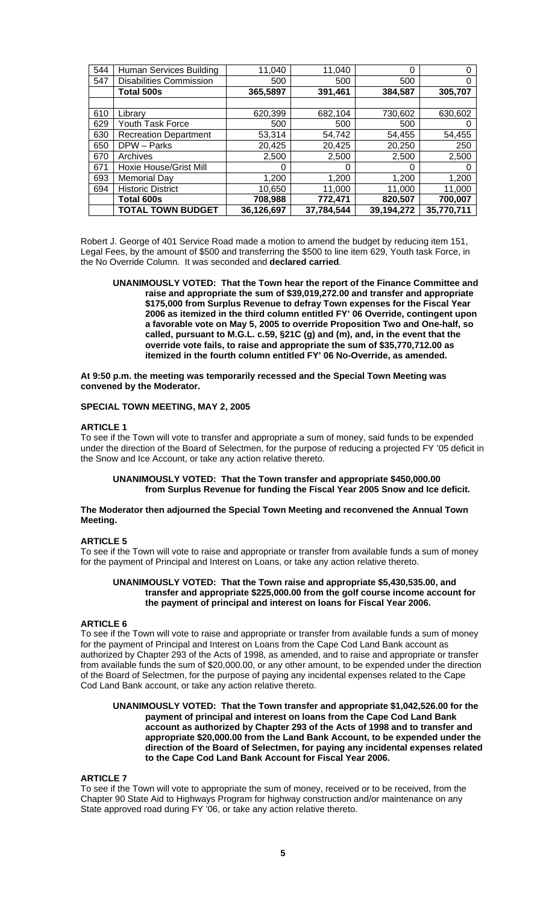| 544 | Human Services Building | 11,040 | 11,040 | 0 | 0 |
|---|---|---|---|---|---|
| 547 | Disabilities Commission | 500 | 500 | 500 | 0 |
| | **Total 500s** | **365,5897** | **391,461** | **384,587** | **305,707** |
| | | | | | |
| 610 | Library | 620,399 | 682,104 | 730,602 | 630,602 |
| 629 | Youth Task Force | 500 | 500 | 500 | 0 |
| 630 | Recreation Department | 53,314 | 54,742 | 54,455 | 54,455 |
| 650 | DPW – Parks | 20,425 | 20,425 | 20,250 | 250 |
| 670 | Archives | 2,500 | 2,500 | 2,500 | 2,500 |
| 671 | Hoxie House/Grist Mill | 0 | 0 | 0 | 0 |
| 693 | Memorial Day | 1,200 | 1,200 | 1,200 | 1,200 |
| 694 | Historic District | 10,650 | 11,000 | 11,000 | 11,000 |
| | **Total 600s** | **708,988** | **772,471** | **820,507** | **700,007** |
| | **TOTAL TOWN BUDGET** | **36,126,697** | **37,784,544** | **39,194,272** | **35,770,711** |

Robert J. George of 401 Service Road made a motion to amend the budget by reducing item 151, Legal Fees, by the amount of $500 and transferring the $500 to line item 629, Youth task Force, in the No Override Column. It was seconded and **declared carried**.

> **UNANIMOUSLY VOTED: That the Town hear the report of the Finance Committee and raise and appropriate the sum of $39,019,272.00 and transfer and appropriate $175,000 from Surplus Revenue to defray Town expenses for the Fiscal Year 2006 as itemized in the third column entitled FY' 06 Override, contingent upon a favorable vote on May 5, 2005 to override Proposition Two and One-half, so called, pursuant to M.G.L. c.59, §21C (g) and (m), and, in the event that the override vote fails, to raise and appropriate the sum of $35,770,712.00 as itemized in the fourth column entitled FY' 06 No-Override, as amended.**

**At 9:50 p.m. the meeting was temporarily recessed and the Special Town Meeting was convened by the Moderator.**

## SPECIAL TOWN MEETING, MAY 2, 2005

### ARTICLE 1

To see if the Town will vote to transfer and appropriate a sum of money, said funds to be expended under the direction of the Board of Selectmen, for the purpose of reducing a projected FY '05 deficit in the Snow and Ice Account, or take any action relative thereto.

> **UNANIMOUSLY VOTED: That the Town transfer and appropriate $450,000.00 from Surplus Revenue for funding the Fiscal Year 2005 Snow and Ice deficit.**

**The Moderator then adjourned the Special Town Meeting and reconvened the Annual Town Meeting.**

### ARTICLE 5

To see if the Town will vote to raise and appropriate or transfer from available funds a sum of money for the payment of Principal and Interest on Loans, or take any action relative thereto.

> **UNANIMOUSLY VOTED: That the Town raise and appropriate $5,430,535.00, and transfer and appropriate $225,000.00 from the golf course income account for the payment of principal and interest on loans for Fiscal Year 2006.**

### ARTICLE 6

To see if the Town will vote to raise and appropriate or transfer from available funds a sum of money for the payment of Principal and Interest on Loans from the Cape Cod Land Bank account as authorized by Chapter 293 of the Acts of 1998, as amended, and to raise and appropriate or transfer from available funds the sum of $20,000.00, or any other amount, to be expended under the direction of the Board of Selectmen, for the purpose of paying any incidental expenses related to the Cape Cod Land Bank account, or take any action relative thereto.

> **UNANIMOUSLY VOTED: That the Town transfer and appropriate $1,042,526.00 for the payment of principal and interest on loans from the Cape Cod Land Bank account as authorized by Chapter 293 of the Acts of 1998 and to transfer and appropriate $20,000.00 from the Land Bank Account, to be expended under the direction of the Board of Selectmen, for paying any incidental expenses related to the Cape Cod Land Bank Account for Fiscal Year 2006.**

### ARTICLE 7

To see if the Town will vote to appropriate the sum of money, received or to be received, from the Chapter 90 State Aid to Highways Program for highway construction and/or maintenance on any State approved road during FY '06, or take any action relative thereto.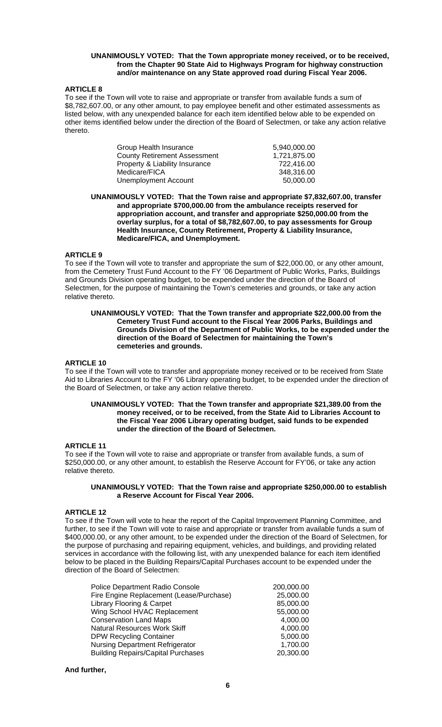**UNANIMOUSLY VOTED: That the Town appropriate money received, or to be received, from the Chapter 90 State Aid to Highways Program for highway construction and/or maintenance on any State approved road during Fiscal Year 2006.**

### ARTICLE 8

To see if the Town will vote to raise and appropriate or transfer from available funds a sum of $8,782,607.00, or any other amount, to pay employee benefit and other estimated assessments as listed below, with any unexpended balance for each item identified below able to be expended on other items identified below under the direction of the Board of Selectmen, or take any action relative thereto.

| | |
|---|---|
| Group Health Insurance | 5,940,000.00 |
| County Retirement Assessment | 1,721,875.00 |
| Property & Liability Insurance | 722,416.00 |
| Medicare/FICA | 348,316.00 |
| Unemployment Account | 50,000.00 |

**UNANIMOUSLY VOTED: That the Town raise and appropriate $7,832,607.00, transfer and appropriate $700,000.00 from the ambulance receipts reserved for appropriation account, and transfer and appropriate $250,000.00 from the overlay surplus, for a total of $8,782,607.00, to pay assessments for Group Health Insurance, County Retirement, Property & Liability Insurance, Medicare/FICA, and Unemployment.**

### ARTICLE 9

To see if the Town will vote to transfer and appropriate the sum of $22,000.00, or any other amount, from the Cemetery Trust Fund Account to the FY '06 Department of Public Works, Parks, Buildings and Grounds Division operating budget, to be expended under the direction of the Board of Selectmen, for the purpose of maintaining the Town's cemeteries and grounds, or take any action relative thereto.

**UNANIMOUSLY VOTED: That the Town transfer and appropriate $22,000.00 from the Cemetery Trust Fund account to the Fiscal Year 2006 Parks, Buildings and Grounds Division of the Department of Public Works, to be expended under the direction of the Board of Selectmen for maintaining the Town's cemeteries and grounds.**

### ARTICLE 10

To see if the Town will vote to transfer and appropriate money received or to be received from State Aid to Libraries Account to the FY '06 Library operating budget, to be expended under the direction of the Board of Selectmen, or take any action relative thereto.

**UNANIMOUSLY VOTED: That the Town transfer and appropriate $21,389.00 from the money received, or to be received, from the State Aid to Libraries Account to the Fiscal Year 2006 Library operating budget, said funds to be expended under the direction of the Board of Selectmen.**

### ARTICLE 11

To see if the Town will vote to raise and appropriate or transfer from available funds, a sum of $250,000.00, or any other amount, to establish the Reserve Account for FY'06, or take any action relative thereto.

**UNANIMOUSLY VOTED: That the Town raise and appropriate $250,000.00 to establish a Reserve Account for Fiscal Year 2006.**

### ARTICLE 12

To see if the Town will vote to hear the report of the Capital Improvement Planning Committee, and further, to see if the Town will vote to raise and appropriate or transfer from available funds a sum of $400,000.00, or any other amount, to be expended under the direction of the Board of Selectmen, for the purpose of purchasing and repairing equipment, vehicles, and buildings, and providing related services in accordance with the following list, with any unexpended balance for each item identified below to be placed in the Building Repairs/Capital Purchases account to be expended under the direction of the Board of Selectmen:

| | |
|---|---|
| Police Department Radio Console | 200,000.00 |
| Fire Engine Replacement (Lease/Purchase) | 25,000.00 |
| Library Flooring & Carpet | 85,000.00 |
| Wing School HVAC Replacement | 55,000.00 |
| Conservation Land Maps | 4,000.00 |
| Natural Resources Work Skiff | 4,000.00 |
| DPW Recycling Container | 5,000.00 |
| Nursing Department Refrigerator | 1,700.00 |
| Building Repairs/Capital Purchases | 20,300.00 |

**And further,**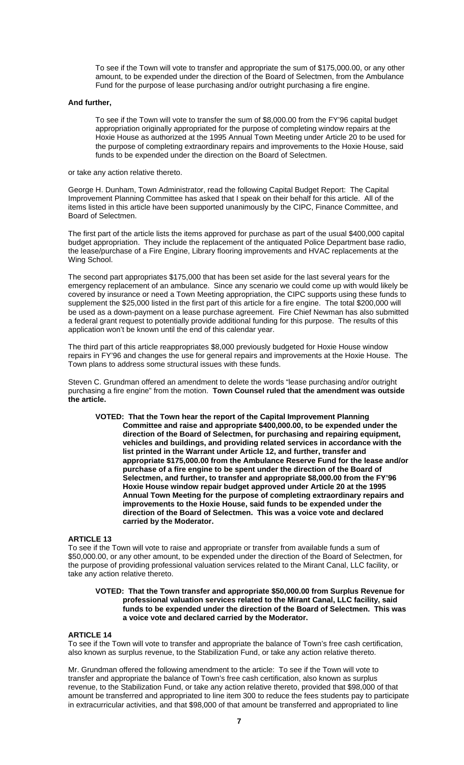To see if the Town will vote to transfer and appropriate the sum of $175,000.00, or any other amount, to be expended under the direction of the Board of Selectmen, from the Ambulance Fund for the purpose of lease purchasing and/or outright purchasing a fire engine.

**And further,**

To see if the Town will vote to transfer the sum of $8,000.00 from the FY'96 capital budget appropriation originally appropriated for the purpose of completing window repairs at the Hoxie House as authorized at the 1995 Annual Town Meeting under Article 20 to be used for the purpose of completing extraordinary repairs and improvements to the Hoxie House, said funds to be expended under the direction on the Board of Selectmen.

or take any action relative thereto.

George H. Dunham, Town Administrator, read the following Capital Budget Report: The Capital Improvement Planning Committee has asked that I speak on their behalf for this article. All of the items listed in this article have been supported unanimously by the CIPC, Finance Committee, and Board of Selectmen.

The first part of the article lists the items approved for purchase as part of the usual $400,000 capital budget appropriation. They include the replacement of the antiquated Police Department base radio, the lease/purchase of a Fire Engine, Library flooring improvements and HVAC replacements at the Wing School.

The second part appropriates $175,000 that has been set aside for the last several years for the emergency replacement of an ambulance. Since any scenario we could come up with would likely be covered by insurance or need a Town Meeting appropriation, the CIPC supports using these funds to supplement the $25,000 listed in the first part of this article for a fire engine. The total $200,000 will be used as a down-payment on a lease purchase agreement. Fire Chief Newman has also submitted a federal grant request to potentially provide additional funding for this purpose. The results of this application won't be known until the end of this calendar year.

The third part of this article reappropriates $8,000 previously budgeted for Hoxie House window repairs in FY'96 and changes the use for general repairs and improvements at the Hoxie House. The Town plans to address some structural issues with these funds.

Steven C. Grundman offered an amendment to delete the words "lease purchasing and/or outright purchasing a fire engine" from the motion. **Town Counsel ruled that the amendment was outside the article.**

**VOTED: That the Town hear the report of the Capital Improvement Planning Committee and raise and appropriate $400,000.00, to be expended under the direction of the Board of Selectmen, for purchasing and repairing equipment, vehicles and buildings, and providing related services in accordance with the list printed in the Warrant under Article 12, and further, transfer and appropriate $175,000.00 from the Ambulance Reserve Fund for the lease and/or purchase of a fire engine to be spent under the direction of the Board of Selectmen, and further, to transfer and appropriate $8,000.00 from the FY'96 Hoxie House window repair budget approved under Article 20 at the 1995 Annual Town Meeting for the purpose of completing extraordinary repairs and improvements to the Hoxie House, said funds to be expended under the direction of the Board of Selectmen. This was a voice vote and declared carried by the Moderator.**

### ARTICLE 13

To see if the Town will vote to raise and appropriate or transfer from available funds a sum of $50,000.00, or any other amount, to be expended under the direction of the Board of Selectmen, for the purpose of providing professional valuation services related to the Mirant Canal, LLC facility, or take any action relative thereto.

**VOTED: That the Town transfer and appropriate $50,000.00 from Surplus Revenue for professional valuation services related to the Mirant Canal, LLC facility, said funds to be expended under the direction of the Board of Selectmen. This was a voice vote and declared carried by the Moderator.**

### ARTICLE 14

To see if the Town will vote to transfer and appropriate the balance of Town's free cash certification, also known as surplus revenue, to the Stabilization Fund, or take any action relative thereto.

Mr. Grundman offered the following amendment to the article: To see if the Town will vote to transfer and appropriate the balance of Town's free cash certification, also known as surplus revenue, to the Stabilization Fund, or take any action relative thereto, provided that $98,000 of that amount be transferred and appropriated to line item 300 to reduce the fees students pay to participate in extracurricular activities, and that $98,000 of that amount be transferred and appropriated to line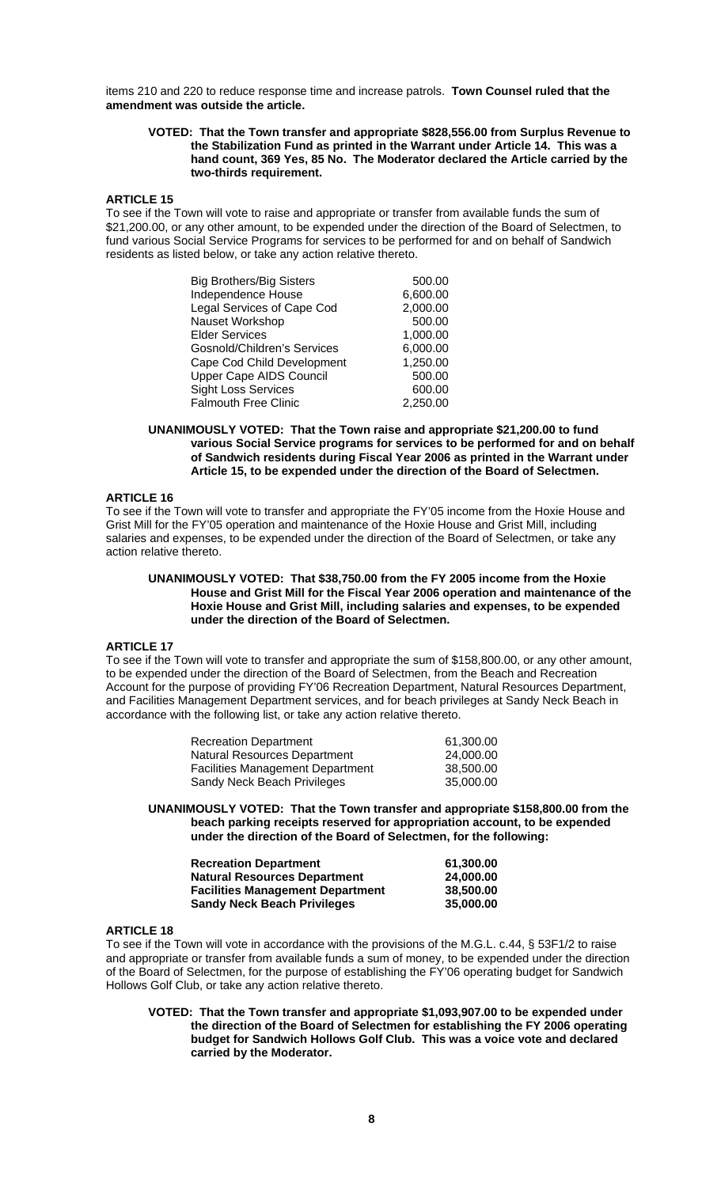items 210 and 220 to reduce response time and increase patrols. **Town Counsel ruled that the amendment was outside the article.**

**VOTED: That the Town transfer and appropriate $828,556.00 from Surplus Revenue to the Stabilization Fund as printed in the Warrant under Article 14. This was a hand count, 369 Yes, 85 No. The Moderator declared the Article carried by the two-thirds requirement.**

### ARTICLE 15

To see if the Town will vote to raise and appropriate or transfer from available funds the sum of $21,200.00, or any other amount, to be expended under the direction of the Board of Selectmen, to fund various Social Service Programs for services to be performed for and on behalf of Sandwich residents as listed below, or take any action relative thereto.

| | |
|---|---|
| Big Brothers/Big Sisters | 500.00 |
| Independence House | 6,600.00 |
| Legal Services of Cape Cod | 2,000.00 |
| Nauset Workshop | 500.00 |
| Elder Services | 1,000.00 |
| Gosnold/Children's Services | 6,000.00 |
| Cape Cod Child Development | 1,250.00 |
| Upper Cape AIDS Council | 500.00 |
| Sight Loss Services | 600.00 |
| Falmouth Free Clinic | 2,250.00 |

**UNANIMOUSLY VOTED: That the Town raise and appropriate $21,200.00 to fund various Social Service programs for services to be performed for and on behalf of Sandwich residents during Fiscal Year 2006 as printed in the Warrant under Article 15, to be expended under the direction of the Board of Selectmen.**

### ARTICLE 16

To see if the Town will vote to transfer and appropriate the FY'05 income from the Hoxie House and Grist Mill for the FY'05 operation and maintenance of the Hoxie House and Grist Mill, including salaries and expenses, to be expended under the direction of the Board of Selectmen, or take any action relative thereto.

**UNANIMOUSLY VOTED: That $38,750.00 from the FY 2005 income from the Hoxie House and Grist Mill for the Fiscal Year 2006 operation and maintenance of the Hoxie House and Grist Mill, including salaries and expenses, to be expended under the direction of the Board of Selectmen.**

### ARTICLE 17

To see if the Town will vote to transfer and appropriate the sum of $158,800.00, or any other amount, to be expended under the direction of the Board of Selectmen, from the Beach and Recreation Account for the purpose of providing FY'06 Recreation Department, Natural Resources Department, and Facilities Management Department services, and for beach privileges at Sandy Neck Beach in accordance with the following list, or take any action relative thereto.

| | |
|---|---|
| Recreation Department | 61,300.00 |
| Natural Resources Department | 24,000.00 |
| Facilities Management Department | 38,500.00 |
| Sandy Neck Beach Privileges | 35,000.00 |

**UNANIMOUSLY VOTED: That the Town transfer and appropriate $158,800.00 from the beach parking receipts reserved for appropriation account, to be expended under the direction of the Board of Selectmen, for the following:**

| | |
|---|---|
| **Recreation Department** | **61,300.00** |
| **Natural Resources Department** | **24,000.00** |
| **Facilities Management Department** | **38,500.00** |
| **Sandy Neck Beach Privileges** | **35,000.00** |

### ARTICLE 18

To see if the Town will vote in accordance with the provisions of the M.G.L. c.44, § 53F1/2 to raise and appropriate or transfer from available funds a sum of money, to be expended under the direction of the Board of Selectmen, for the purpose of establishing the FY'06 operating budget for Sandwich Hollows Golf Club, or take any action relative thereto.

**VOTED: That the Town transfer and appropriate $1,093,907.00 to be expended under the direction of the Board of Selectmen for establishing the FY 2006 operating budget for Sandwich Hollows Golf Club. This was a voice vote and declared carried by the Moderator.**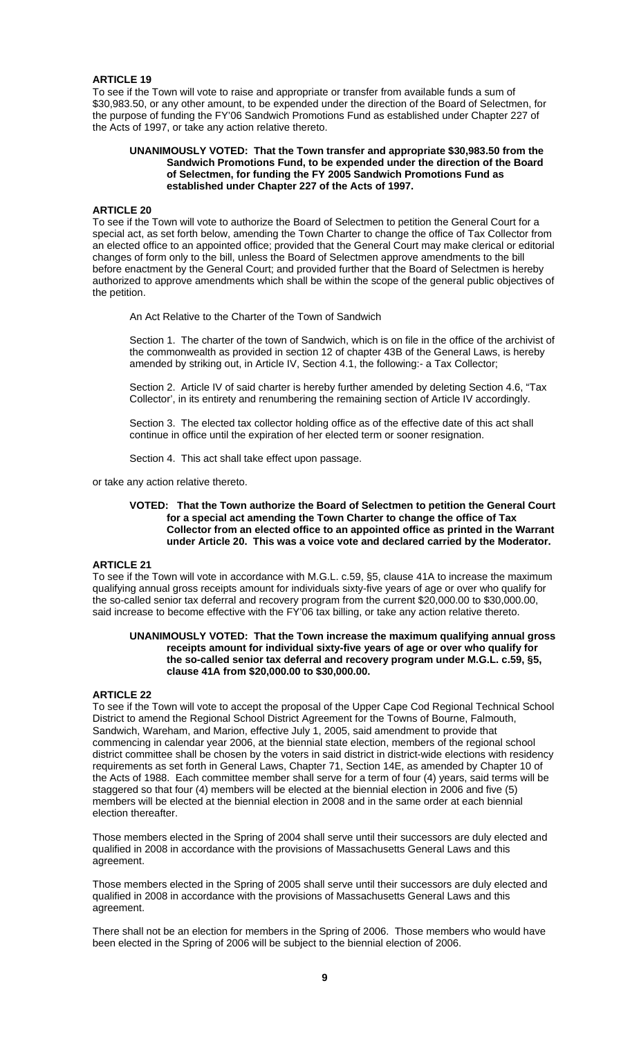**ARTICLE 19**

To see if the Town will vote to raise and appropriate or transfer from available funds a sum of $30,983.50, or any other amount, to be expended under the direction of the Board of Selectmen, for the purpose of funding the FY'06 Sandwich Promotions Fund as established under Chapter 227 of the Acts of 1997, or take any action relative thereto.

> **UNANIMOUSLY VOTED: That the Town transfer and appropriate $30,983.50 from the Sandwich Promotions Fund, to be expended under the direction of the Board of Selectmen, for funding the FY 2005 Sandwich Promotions Fund as established under Chapter 227 of the Acts of 1997.**

**ARTICLE 20**

To see if the Town will vote to authorize the Board of Selectmen to petition the General Court for a special act, as set forth below, amending the Town Charter to change the office of Tax Collector from an elected office to an appointed office; provided that the General Court may make clerical or editorial changes of form only to the bill, unless the Board of Selectmen approve amendments to the bill before enactment by the General Court; and provided further that the Board of Selectmen is hereby authorized to approve amendments which shall be within the scope of the general public objectives of the petition.

> An Act Relative to the Charter of the Town of Sandwich
>
> Section 1. The charter of the town of Sandwich, which is on file in the office of the archivist of the commonwealth as provided in section 12 of chapter 43B of the General Laws, is hereby amended by striking out, in Article IV, Section 4.1, the following:- a Tax Collector;
>
> Section 2. Article IV of said charter is hereby further amended by deleting Section 4.6, "Tax Collector', in its entirety and renumbering the remaining section of Article IV accordingly.
>
> Section 3. The elected tax collector holding office as of the effective date of this act shall continue in office until the expiration of her elected term or sooner resignation.
>
> Section 4. This act shall take effect upon passage.

or take any action relative thereto.

> **VOTED: That the Town authorize the Board of Selectmen to petition the General Court for a special act amending the Town Charter to change the office of Tax Collector from an elected office to an appointed office as printed in the Warrant under Article 20. This was a voice vote and declared carried by the Moderator.**

**ARTICLE 21**

To see if the Town will vote in accordance with M.G.L. c.59, §5, clause 41A to increase the maximum qualifying annual gross receipts amount for individuals sixty-five years of age or over who qualify for the so-called senior tax deferral and recovery program from the current $20,000.00 to $30,000.00, said increase to become effective with the FY'06 tax billing, or take any action relative thereto.

> **UNANIMOUSLY VOTED: That the Town increase the maximum qualifying annual gross receipts amount for individual sixty-five years of age or over who qualify for the so-called senior tax deferral and recovery program under M.G.L. c.59, §5, clause 41A from $20,000.00 to $30,000.00.**

**ARTICLE 22**

To see if the Town will vote to accept the proposal of the Upper Cape Cod Regional Technical School District to amend the Regional School District Agreement for the Towns of Bourne, Falmouth, Sandwich, Wareham, and Marion, effective July 1, 2005, said amendment to provide that commencing in calendar year 2006, at the biennial state election, members of the regional school district committee shall be chosen by the voters in said district in district-wide elections with residency requirements as set forth in General Laws, Chapter 71, Section 14E, as amended by Chapter 10 of the Acts of 1988. Each committee member shall serve for a term of four (4) years, said terms will be staggered so that four (4) members will be elected at the biennial election in 2006 and five (5) members will be elected at the biennial election in 2008 and in the same order at each biennial election thereafter.

Those members elected in the Spring of 2004 shall serve until their successors are duly elected and qualified in 2008 in accordance with the provisions of Massachusetts General Laws and this agreement.

Those members elected in the Spring of 2005 shall serve until their successors are duly elected and qualified in 2008 in accordance with the provisions of Massachusetts General Laws and this agreement.

There shall not be an election for members in the Spring of 2006. Those members who would have been elected in the Spring of 2006 will be subject to the biennial election of 2006.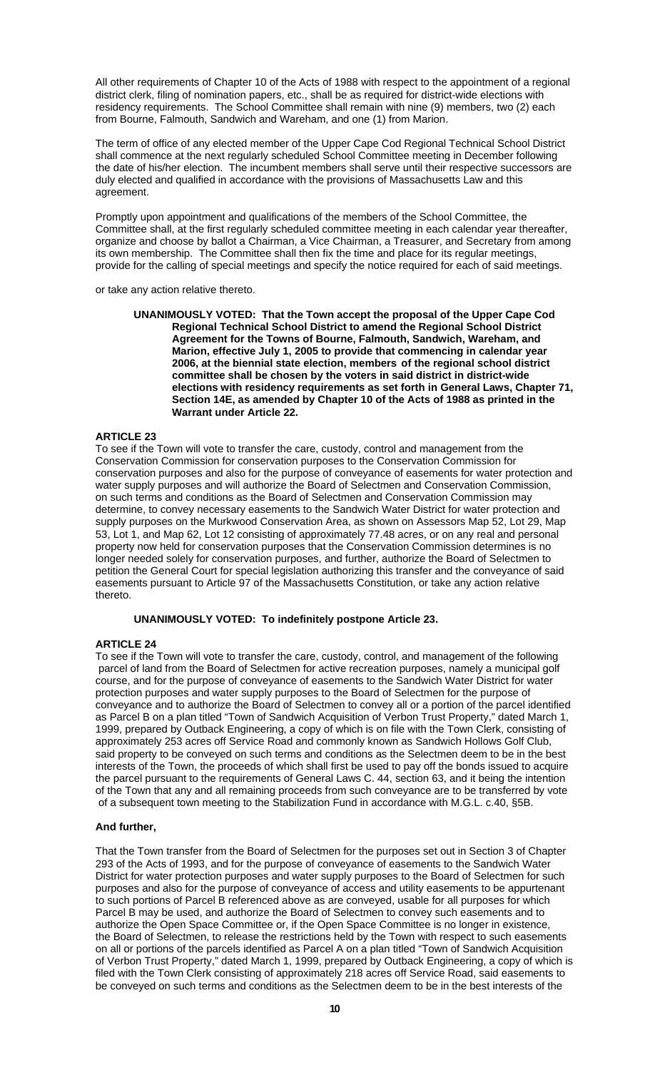All other requirements of Chapter 10 of the Acts of 1988 with respect to the appointment of a regional district clerk, filing of nomination papers, etc., shall be as required for district-wide elections with residency requirements. The School Committee shall remain with nine (9) members, two (2) each from Bourne, Falmouth, Sandwich and Wareham, and one (1) from Marion.

The term of office of any elected member of the Upper Cape Cod Regional Technical School District shall commence at the next regularly scheduled School Committee meeting in December following the date of his/her election. The incumbent members shall serve until their respective successors are duly elected and qualified in accordance with the provisions of Massachusetts Law and this agreement.

Promptly upon appointment and qualifications of the members of the School Committee, the Committee shall, at the first regularly scheduled committee meeting in each calendar year thereafter, organize and choose by ballot a Chairman, a Vice Chairman, a Treasurer, and Secretary from among its own membership. The Committee shall then fix the time and place for its regular meetings, provide for the calling of special meetings and specify the notice required for each of said meetings.

or take any action relative thereto.

**UNANIMOUSLY VOTED: That the Town accept the proposal of the Upper Cape Cod Regional Technical School District to amend the Regional School District Agreement for the Towns of Bourne, Falmouth, Sandwich, Wareham, and Marion, effective July 1, 2005 to provide that commencing in calendar year 2006, at the biennial state election, members of the regional school district committee shall be chosen by the voters in said district in district-wide elections with residency requirements as set forth in General Laws, Chapter 71, Section 14E, as amended by Chapter 10 of the Acts of 1988 as printed in the Warrant under Article 22.**

### ARTICLE 23

To see if the Town will vote to transfer the care, custody, control and management from the Conservation Commission for conservation purposes to the Conservation Commission for conservation purposes and also for the purpose of conveyance of easements for water protection and water supply purposes and will authorize the Board of Selectmen and Conservation Commission, on such terms and conditions as the Board of Selectmen and Conservation Commission may determine, to convey necessary easements to the Sandwich Water District for water protection and supply purposes on the Murkwood Conservation Area, as shown on Assessors Map 52, Lot 29, Map 53, Lot 1, and Map 62, Lot 12 consisting of approximately 77.48 acres, or on any real and personal property now held for conservation purposes that the Conservation Commission determines is no longer needed solely for conservation purposes, and further, authorize the Board of Selectmen to petition the General Court for special legislation authorizing this transfer and the conveyance of said easements pursuant to Article 97 of the Massachusetts Constitution, or take any action relative thereto.

**UNANIMOUSLY VOTED: To indefinitely postpone Article 23.**

### ARTICLE 24

To see if the Town will vote to transfer the care, custody, control, and management of the following parcel of land from the Board of Selectmen for active recreation purposes, namely a municipal golf course, and for the purpose of conveyance of easements to the Sandwich Water District for water protection purposes and water supply purposes to the Board of Selectmen for the purpose of conveyance and to authorize the Board of Selectmen to convey all or a portion of the parcel identified as Parcel B on a plan titled "Town of Sandwich Acquisition of Verbon Trust Property," dated March 1, 1999, prepared by Outback Engineering, a copy of which is on file with the Town Clerk, consisting of approximately 253 acres off Service Road and commonly known as Sandwich Hollows Golf Club, said property to be conveyed on such terms and conditions as the Selectmen deem to be in the best interests of the Town, the proceeds of which shall first be used to pay off the bonds issued to acquire the parcel pursuant to the requirements of General Laws C. 44, section 63, and it being the intention of the Town that any and all remaining proceeds from such conveyance are to be transferred by vote of a subsequent town meeting to the Stabilization Fund in accordance with M.G.L. c.40, §5B.

**And further,**

That the Town transfer from the Board of Selectmen for the purposes set out in Section 3 of Chapter 293 of the Acts of 1993, and for the purpose of conveyance of easements to the Sandwich Water District for water protection purposes and water supply purposes to the Board of Selectmen for such purposes and also for the purpose of conveyance of access and utility easements to be appurtenant to such portions of Parcel B referenced above as are conveyed, usable for all purposes for which Parcel B may be used, and authorize the Board of Selectmen to convey such easements and to authorize the Open Space Committee or, if the Open Space Committee is no longer in existence, the Board of Selectmen, to release the restrictions held by the Town with respect to such easements on all or portions of the parcels identified as Parcel A on a plan titled "Town of Sandwich Acquisition of Verbon Trust Property," dated March 1, 1999, prepared by Outback Engineering, a copy of which is filed with the Town Clerk consisting of approximately 218 acres off Service Road, said easements to be conveyed on such terms and conditions as the Selectmen deem to be in the best interests of the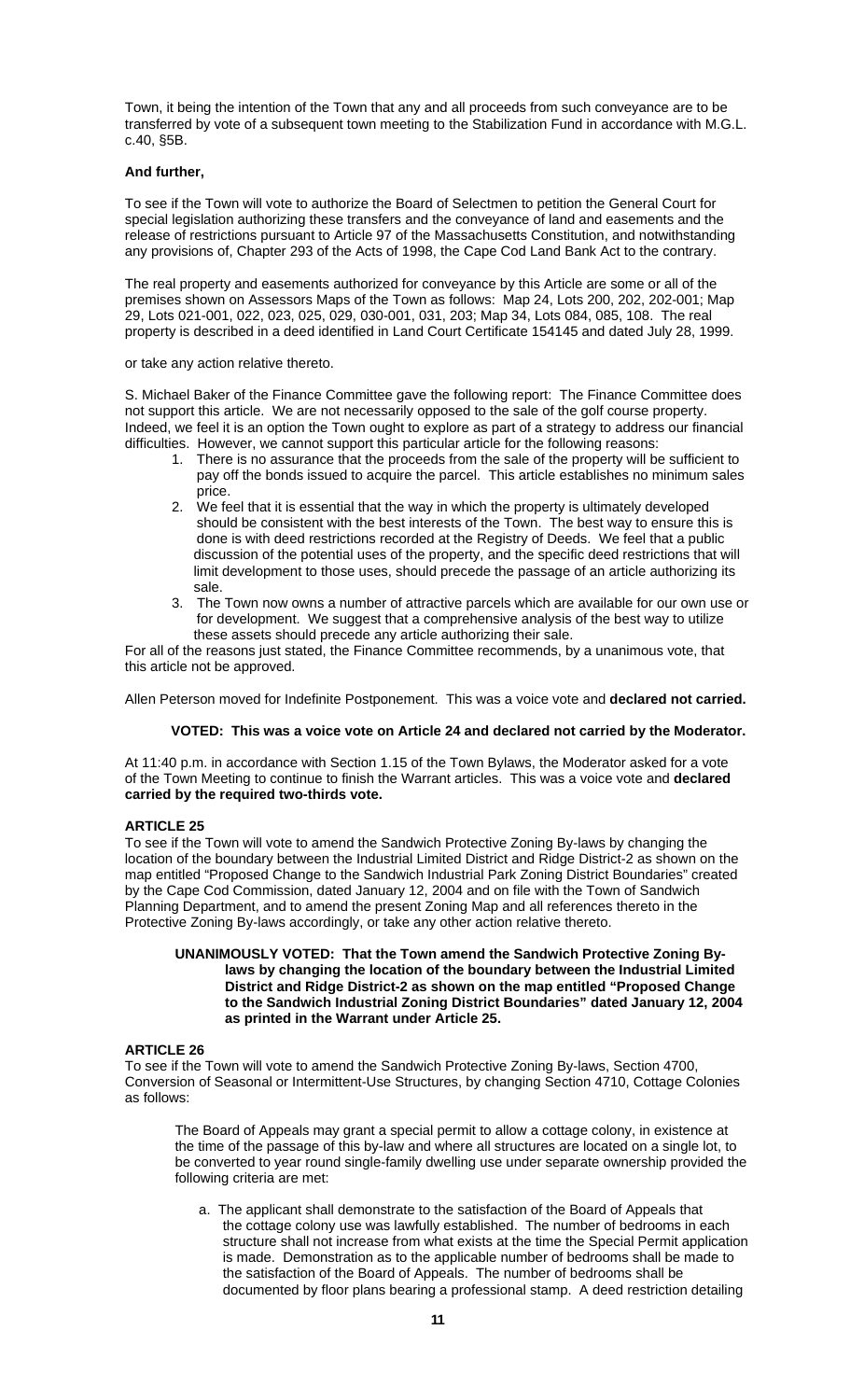Town, it being the intention of the Town that any and all proceeds from such conveyance are to be transferred by vote of a subsequent town meeting to the Stabilization Fund in accordance with M.G.L. c.40, §5B.

**And further,**

To see if the Town will vote to authorize the Board of Selectmen to petition the General Court for special legislation authorizing these transfers and the conveyance of land and easements and the release of restrictions pursuant to Article 97 of the Massachusetts Constitution, and notwithstanding any provisions of, Chapter 293 of the Acts of 1998, the Cape Cod Land Bank Act to the contrary.

The real property and easements authorized for conveyance by this Article are some or all of the premises shown on Assessors Maps of the Town as follows: Map 24, Lots 200, 202, 202-001; Map 29, Lots 021-001, 022, 023, 025, 029, 030-001, 031, 203; Map 34, Lots 084, 085, 108. The real property is described in a deed identified in Land Court Certificate 154145 and dated July 28, 1999.

or take any action relative thereto.

S. Michael Baker of the Finance Committee gave the following report: The Finance Committee does not support this article. We are not necessarily opposed to the sale of the golf course property. Indeed, we feel it is an option the Town ought to explore as part of a strategy to address our financial difficulties. However, we cannot support this particular article for the following reasons:

1. There is no assurance that the proceeds from the sale of the property will be sufficient to pay off the bonds issued to acquire the parcel. This article establishes no minimum sales price.
2. We feel that it is essential that the way in which the property is ultimately developed should be consistent with the best interests of the Town. The best way to ensure this is done is with deed restrictions recorded at the Registry of Deeds. We feel that a public discussion of the potential uses of the property, and the specific deed restrictions that will limit development to those uses, should precede the passage of an article authorizing its sale.
3. The Town now owns a number of attractive parcels which are available for our own use or for development. We suggest that a comprehensive analysis of the best way to utilize these assets should precede any article authorizing their sale.

For all of the reasons just stated, the Finance Committee recommends, by a unanimous vote, that this article not be approved.

Allen Peterson moved for Indefinite Postponement. This was a voice vote and **declared not carried.**

**VOTED: This was a voice vote on Article 24 and declared not carried by the Moderator.**

At 11:40 p.m. in accordance with Section 1.15 of the Town Bylaws, the Moderator asked for a vote of the Town Meeting to continue to finish the Warrant articles. This was a voice vote and **declared carried by the required two-thirds vote.**

### ARTICLE 25

To see if the Town will vote to amend the Sandwich Protective Zoning By-laws by changing the location of the boundary between the Industrial Limited District and Ridge District-2 as shown on the map entitled "Proposed Change to the Sandwich Industrial Park Zoning District Boundaries" created by the Cape Cod Commission, dated January 12, 2004 and on file with the Town of Sandwich Planning Department, and to amend the present Zoning Map and all references thereto in the Protective Zoning By-laws accordingly, or take any other action relative thereto.

**UNANIMOUSLY VOTED: That the Town amend the Sandwich Protective Zoning By-laws by changing the location of the boundary between the Industrial Limited District and Ridge District-2 as shown on the map entitled "Proposed Change to the Sandwich Industrial Zoning District Boundaries" dated January 12, 2004 as printed in the Warrant under Article 25.**

### ARTICLE 26

To see if the Town will vote to amend the Sandwich Protective Zoning By-laws, Section 4700, Conversion of Seasonal or Intermittent-Use Structures, by changing Section 4710, Cottage Colonies as follows:

The Board of Appeals may grant a special permit to allow a cottage colony, in existence at the time of the passage of this by-law and where all structures are located on a single lot, to be converted to year round single-family dwelling use under separate ownership provided the following criteria are met:

a. The applicant shall demonstrate to the satisfaction of the Board of Appeals that the cottage colony use was lawfully established. The number of bedrooms in each structure shall not increase from what exists at the time the Special Permit application is made. Demonstration as to the applicable number of bedrooms shall be made to the satisfaction of the Board of Appeals. The number of bedrooms shall be documented by floor plans bearing a professional stamp. A deed restriction detailing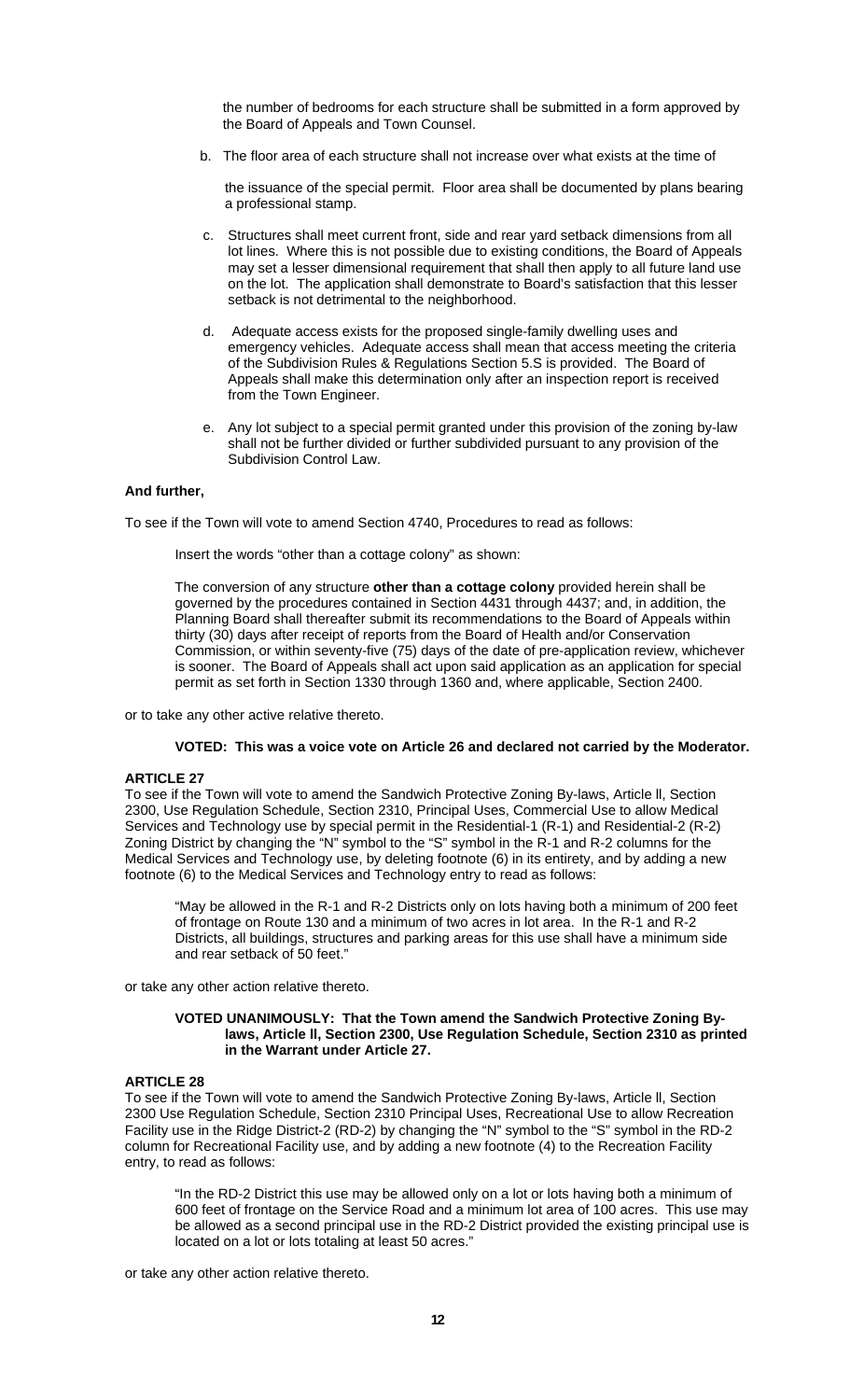the number of bedrooms for each structure shall be submitted in a form approved by the Board of Appeals and Town Counsel.

b. The floor area of each structure shall not increase over what exists at the time of

   the issuance of the special permit. Floor area shall be documented by plans bearing a professional stamp.

c. Structures shall meet current front, side and rear yard setback dimensions from all lot lines. Where this is not possible due to existing conditions, the Board of Appeals may set a lesser dimensional requirement that shall then apply to all future land use on the lot. The application shall demonstrate to Board's satisfaction that this lesser setback is not detrimental to the neighborhood.

d. Adequate access exists for the proposed single-family dwelling uses and emergency vehicles. Adequate access shall mean that access meeting the criteria of the Subdivision Rules & Regulations Section 5.S is provided. The Board of Appeals shall make this determination only after an inspection report is received from the Town Engineer.

e. Any lot subject to a special permit granted under this provision of the zoning by-law shall not be further divided or further subdivided pursuant to any provision of the Subdivision Control Law.

**And further,**

To see if the Town will vote to amend Section 4740, Procedures to read as follows:

Insert the words "other than a cottage colony" as shown:

The conversion of any structure **other than a cottage colony** provided herein shall be governed by the procedures contained in Section 4431 through 4437; and, in addition, the Planning Board shall thereafter submit its recommendations to the Board of Appeals within thirty (30) days after receipt of reports from the Board of Health and/or Conservation Commission, or within seventy-five (75) days of the date of pre-application review, whichever is sooner. The Board of Appeals shall act upon said application as an application for special permit as set forth in Section 1330 through 1360 and, where applicable, Section 2400.

or to take any other active relative thereto.

**VOTED: This was a voice vote on Article 26 and declared not carried by the Moderator.**

**ARTICLE 27**

To see if the Town will vote to amend the Sandwich Protective Zoning By-laws, Article ll, Section 2300, Use Regulation Schedule, Section 2310, Principal Uses, Commercial Use to allow Medical Services and Technology use by special permit in the Residential-1 (R-1) and Residential-2 (R-2) Zoning District by changing the "N" symbol to the "S" symbol in the R-1 and R-2 columns for the Medical Services and Technology use, by deleting footnote (6) in its entirety, and by adding a new footnote (6) to the Medical Services and Technology entry to read as follows:

"May be allowed in the R-1 and R-2 Districts only on lots having both a minimum of 200 feet of frontage on Route 130 and a minimum of two acres in lot area. In the R-1 and R-2 Districts, all buildings, structures and parking areas for this use shall have a minimum side and rear setback of 50 feet."

or take any other action relative thereto.

**VOTED UNANIMOUSLY: That the Town amend the Sandwich Protective Zoning By-laws, Article ll, Section 2300, Use Regulation Schedule, Section 2310 as printed in the Warrant under Article 27.**

**ARTICLE 28**

To see if the Town will vote to amend the Sandwich Protective Zoning By-laws, Article ll, Section 2300 Use Regulation Schedule, Section 2310 Principal Uses, Recreational Use to allow Recreation Facility use in the Ridge District-2 (RD-2) by changing the "N" symbol to the "S" symbol in the RD-2 column for Recreational Facility use, and by adding a new footnote (4) to the Recreation Facility entry, to read as follows:

"In the RD-2 District this use may be allowed only on a lot or lots having both a minimum of 600 feet of frontage on the Service Road and a minimum lot area of 100 acres. This use may be allowed as a second principal use in the RD-2 District provided the existing principal use is located on a lot or lots totaling at least 50 acres."

or take any other action relative thereto.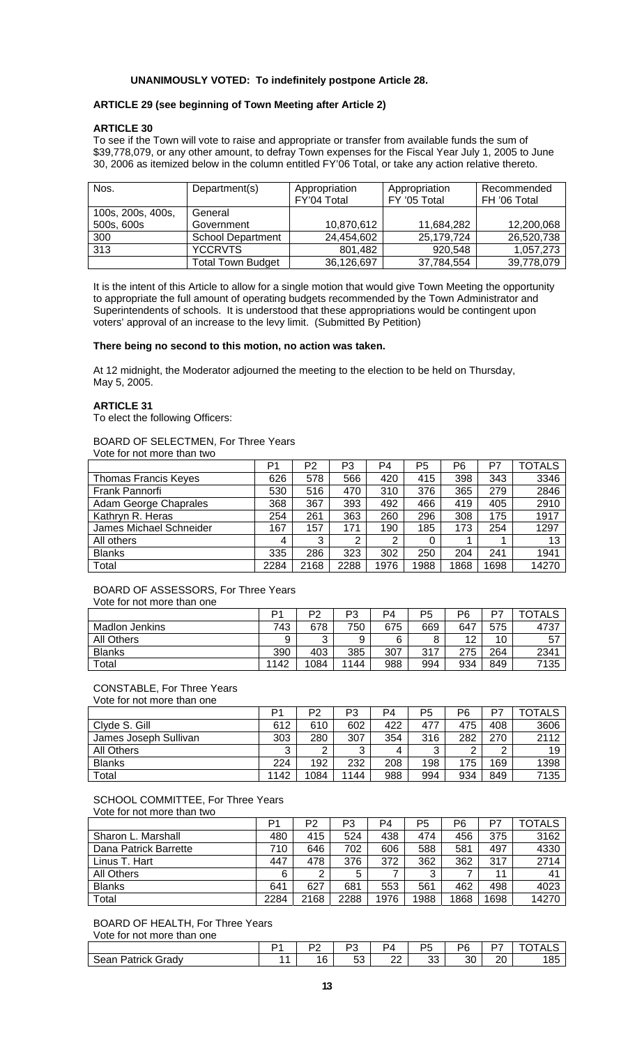**UNANIMOUSLY VOTED: To indefinitely postpone Article 28.**

**ARTICLE 29 (see beginning of Town Meeting after Article 2)**

**ARTICLE 30**

To see if the Town will vote to raise and appropriate or transfer from available funds the sum of $39,778,079, or any other amount, to defray Town expenses for the Fiscal Year July 1, 2005 to June 30, 2006 as itemized below in the column entitled FY'06 Total, or take any action relative thereto.

| Nos. | Department(s) | Appropriation FY'04 Total | Appropriation FY '05 Total | Recommended FH '06 Total |
|---|---|---|---|---|
| 100s, 200s, 400s, 500s, 600s | General Government | 10,870,612 | 11,684,282 | 12,200,068 |
| 300 | School Department | 24,454,602 | 25,179,724 | 26,520,738 |
| 313 | YCCRVTS | 801,482 | 920,548 | 1,057,273 |
| | Total Town Budget | 36,126,697 | 37,784,554 | 39,778,079 |

It is the intent of this Article to allow for a single motion that would give Town Meeting the opportunity to appropriate the full amount of operating budgets recommended by the Town Administrator and Superintendents of schools. It is understood that these appropriations would be contingent upon voters' approval of an increase to the levy limit. (Submitted By Petition)

**There being no second to this motion, no action was taken.**

At 12 midnight, the Moderator adjourned the meeting to the election to be held on Thursday, May 5, 2005.

**ARTICLE 31**

To elect the following Officers:

BOARD OF SELECTMEN, For Three Years
Vote for not more than two

| | P1 | P2 | P3 | P4 | P5 | P6 | P7 | TOTALS |
|---|---|---|---|---|---|---|---|---|
| Thomas Francis Keyes | 626 | 578 | 566 | 420 | 415 | 398 | 343 | 3346 |
| Frank Pannorfi | 530 | 516 | 470 | 310 | 376 | 365 | 279 | 2846 |
| Adam George Chaprales | 368 | 367 | 393 | 492 | 466 | 419 | 405 | 2910 |
| Kathryn R. Heras | 254 | 261 | 363 | 260 | 296 | 308 | 175 | 1917 |
| James Michael Schneider | 167 | 157 | 171 | 190 | 185 | 173 | 254 | 1297 |
| All others | 4 | 3 | 2 | 2 | 0 | 1 | 1 | 13 |
| Blanks | 335 | 286 | 323 | 302 | 250 | 204 | 241 | 1941 |
| Total | 2284 | 2168 | 2288 | 1976 | 1988 | 1868 | 1698 | 14270 |

BOARD OF ASSESSORS, For Three Years
Vote for not more than one

| | P1 | P2 | P3 | P4 | P5 | P6 | P7 | TOTALS |
|---|---|---|---|---|---|---|---|---|
| Madlon Jenkins | 743 | 678 | 750 | 675 | 669 | 647 | 575 | 4737 |
| All Others | 9 | 3 | 9 | 6 | 8 | 12 | 10 | 57 |
| Blanks | 390 | 403 | 385 | 307 | 317 | 275 | 264 | 2341 |
| Total | 1142 | 1084 | 1144 | 988 | 994 | 934 | 849 | 7135 |

CONSTABLE, For Three Years
Vote for not more than one

| | P1 | P2 | P3 | P4 | P5 | P6 | P7 | TOTALS |
|---|---|---|---|---|---|---|---|---|
| Clyde S. Gill | 612 | 610 | 602 | 422 | 477 | 475 | 408 | 3606 |
| James Joseph Sullivan | 303 | 280 | 307 | 354 | 316 | 282 | 270 | 2112 |
| All Others | 3 | 2 | 3 | 4 | 3 | 2 | 2 | 19 |
| Blanks | 224 | 192 | 232 | 208 | 198 | 175 | 169 | 1398 |
| Total | 1142 | 1084 | 1144 | 988 | 994 | 934 | 849 | 7135 |

SCHOOL COMMITTEE, For Three Years
Vote for not more than two

| | P1 | P2 | P3 | P4 | P5 | P6 | P7 | TOTALS |
|---|---|---|---|---|---|---|---|---|
| Sharon L. Marshall | 480 | 415 | 524 | 438 | 474 | 456 | 375 | 3162 |
| Dana Patrick Barrette | 710 | 646 | 702 | 606 | 588 | 581 | 497 | 4330 |
| Linus T. Hart | 447 | 478 | 376 | 372 | 362 | 362 | 317 | 2714 |
| All Others | 6 | 2 | 5 | 7 | 3 | 7 | 11 | 41 |
| Blanks | 641 | 627 | 681 | 553 | 561 | 462 | 498 | 4023 |
| Total | 2284 | 2168 | 2288 | 1976 | 1988 | 1868 | 1698 | 14270 |

BOARD OF HEALTH, For Three Years
Vote for not more than one

| | P1 | P2 | P3 | P4 | P5 | P6 | P7 | TOTALS |
|---|---|---|---|---|---|---|---|---|
| Sean Patrick Grady | 11 | 16 | 53 | 22 | 33 | 30 | 20 | 185 |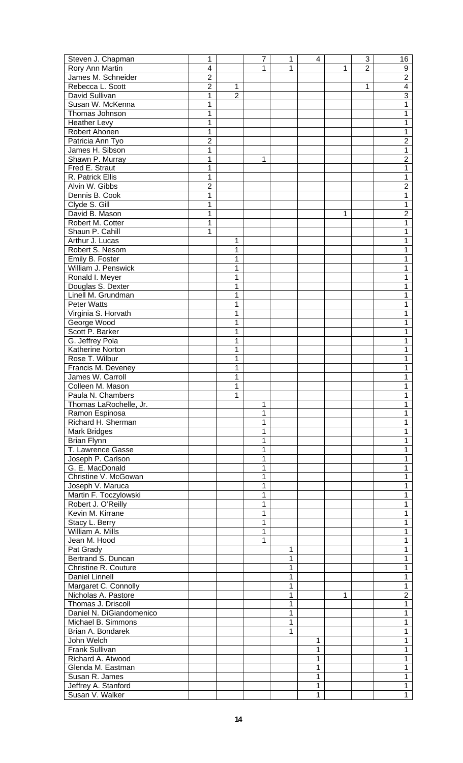| | | | | | | | | |
|---|---|---|---|---|---|---|---|---|
| Steven J. Chapman | 1 | | 7 | 1 | 4 | | 3 | 16 |
| Rory Ann Martin | 4 | | 1 | 1 | | 1 | 2 | 9 |
| James M. Schneider | 2 | | | | | | | 2 |
| Rebecca L. Scott | 2 | 1 | | | | | 1 | 4 |
| David Sullivan | 1 | 2 | | | | | | 3 |
| Susan W. McKenna | 1 | | | | | | | 1 |
| Thomas Johnson | 1 | | | | | | | 1 |
| Heather Levy | 1 | | | | | | | 1 |
| Robert Ahonen | 1 | | | | | | | 1 |
| Patricia Ann Tyo | 2 | | | | | | | 2 |
| James H. Sibson | 1 | | | | | | | 1 |
| Shawn P. Murray | 1 | | 1 | | | | | 2 |
| Fred E. Straut | 1 | | | | | | | 1 |
| R. Patrick Ellis | 1 | | | | | | | 1 |
| Alvin W. Gibbs | 2 | | | | | | | 2 |
| Dennis B. Cook | 1 | | | | | | | 1 |
| Clyde S. Gill | 1 | | | | | | | 1 |
| David B. Mason | 1 | | | | | 1 | | 2 |
| Robert M. Cotter | 1 | | | | | | | 1 |
| Shaun P. Cahill | 1 | | | | | | | 1 |
| Arthur J. Lucas | | 1 | | | | | | 1 |
| Robert S. Nesom | | 1 | | | | | | 1 |
| Emily B. Foster | | 1 | | | | | | 1 |
| William J. Penswick | | 1 | | | | | | 1 |
| Ronald I. Meyer | | 1 | | | | | | 1 |
| Douglas S. Dexter | | 1 | | | | | | 1 |
| Linell M. Grundman | | 1 | | | | | | 1 |
| Peter Watts | | 1 | | | | | | 1 |
| Virginia S. Horvath | | 1 | | | | | | 1 |
| George Wood | | 1 | | | | | | 1 |
| Scott P. Barker | | 1 | | | | | | 1 |
| G. Jeffrey Pola | | 1 | | | | | | 1 |
| Katherine Norton | | 1 | | | | | | 1 |
| Rose T. Wilbur | | 1 | | | | | | 1 |
| Francis M. Deveney | | 1 | | | | | | 1 |
| James W. Carroll | | 1 | | | | | | 1 |
| Colleen M. Mason | | 1 | | | | | | 1 |
| Paula N. Chambers | | 1 | | | | | | 1 |
| Thomas LaRochelle, Jr. | | | 1 | | | | | 1 |
| Ramon Espinosa | | | 1 | | | | | 1 |
| Richard H. Sherman | | | 1 | | | | | 1 |
| Mark Bridges | | | 1 | | | | | 1 |
| Brian Flynn | | | 1 | | | | | 1 |
| T. Lawrence Gasse | | | 1 | | | | | 1 |
| Joseph P. Carlson | | | 1 | | | | | 1 |
| G. E. MacDonald | | | 1 | | | | | 1 |
| Christine V. McGowan | | | 1 | | | | | 1 |
| Joseph V. Maruca | | | 1 | | | | | 1 |
| Martin F. Toczylowski | | | 1 | | | | | 1 |
| Robert J. O'Reilly | | | 1 | | | | | 1 |
| Kevin M. Kirrane | | | 1 | | | | | 1 |
| Stacy L. Berry | | | 1 | | | | | 1 |
| William A. Mills | | | 1 | | | | | 1 |
| Jean M. Hood | | | 1 | | | | | 1 |
| Pat Grady | | | | 1 | | | | 1 |
| Bertrand S. Duncan | | | | 1 | | | | 1 |
| Christine R. Couture | | | | 1 | | | | 1 |
| Daniel Linnell | | | | 1 | | | | 1 |
| Margaret C. Connolly | | | | 1 | | | | 1 |
| Nicholas A. Pastore | | | | 1 | | 1 | | 2 |
| Thomas J. Driscoll | | | | 1 | | | | 1 |
| Daniel N. DiGiandomenico | | | | 1 | | | | 1 |
| Michael B. Simmons | | | | 1 | | | | 1 |
| Brian A. Bondarek | | | | 1 | | | | 1 |
| John Welch | | | | | 1 | | | 1 |
| Frank Sullivan | | | | | 1 | | | 1 |
| Richard A. Atwood | | | | | 1 | | | 1 |
| Glenda M. Eastman | | | | | 1 | | | 1 |
| Susan R. James | | | | | 1 | | | 1 |
| Jeffrey A. Stanford | | | | | 1 | | | 1 |
| Susan V. Walker | | | | | 1 | | | 1 |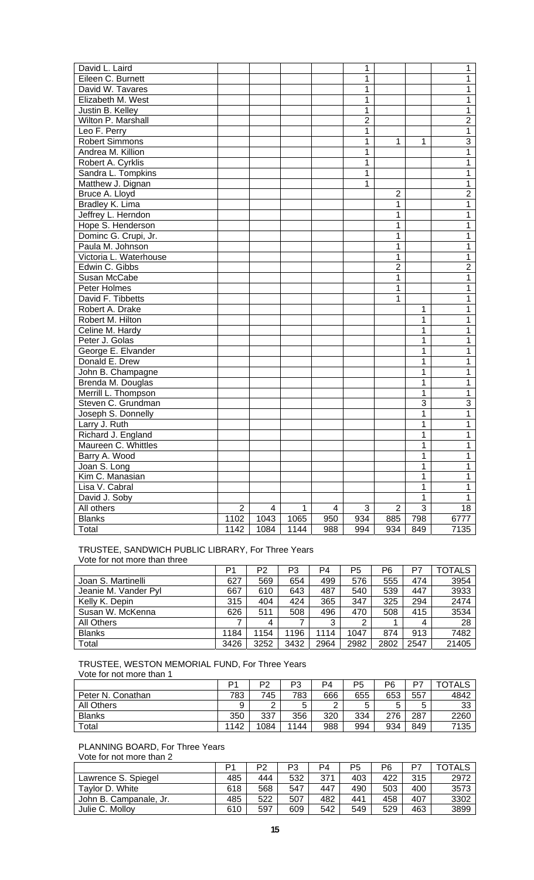| | | | | | | | | |
|---|---|---|---|---|---|---|---|---|
| David L. Laird | | | | | 1 | | | 1 |
| Eileen C. Burnett | | | | | 1 | | | 1 |
| David W. Tavares | | | | | 1 | | | 1 |
| Elizabeth M. West | | | | | 1 | | | 1 |
| Justin B. Kelley | | | | | 1 | | | 1 |
| Wilton P. Marshall | | | | | 2 | | | 2 |
| Leo F. Perry | | | | | 1 | | | 1 |
| Robert Simmons | | | | | 1 | 1 | 1 | 3 |
| Andrea M. Killion | | | | | 1 | | | 1 |
| Robert A. Cyrklis | | | | | 1 | | | 1 |
| Sandra L. Tompkins | | | | | 1 | | | 1 |
| Matthew J. Dignan | | | | | 1 | | | 1 |
| Bruce A. Lloyd | | | | | | 2 | | 2 |
| Bradley K. Lima | | | | | | 1 | | 1 |
| Jeffrey L. Herndon | | | | | | 1 | | 1 |
| Hope S. Henderson | | | | | | 1 | | 1 |
| Dominc G. Crupi, Jr. | | | | | | 1 | | 1 |
| Paula M. Johnson | | | | | | 1 | | 1 |
| Victoria L. Waterhouse | | | | | | 1 | | 1 |
| Edwin C. Gibbs | | | | | | 2 | | 2 |
| Susan McCabe | | | | | | 1 | | 1 |
| Peter Holmes | | | | | | 1 | | 1 |
| David F. Tibbetts | | | | | | 1 | | 1 |
| Robert A. Drake | | | | | | | 1 | 1 |
| Robert M. Hilton | | | | | | | 1 | 1 |
| Celine M. Hardy | | | | | | | 1 | 1 |
| Peter J. Golas | | | | | | | 1 | 1 |
| George E. Elvander | | | | | | | 1 | 1 |
| Donald E. Drew | | | | | | | 1 | 1 |
| John B. Champagne | | | | | | | 1 | 1 |
| Brenda M. Douglas | | | | | | | 1 | 1 |
| Merrill L. Thompson | | | | | | | 1 | 1 |
| Steven C. Grundman | | | | | | | 3 | 3 |
| Joseph S. Donnelly | | | | | | | 1 | 1 |
| Larry J. Ruth | | | | | | | 1 | 1 |
| Richard J. England | | | | | | | 1 | 1 |
| Maureen C. Whittles | | | | | | | 1 | 1 |
| Barry A. Wood | | | | | | | 1 | 1 |
| Joan S. Long | | | | | | | 1 | 1 |
| Kim C. Manasian | | | | | | | 1 | 1 |
| Lisa V. Cabral | | | | | | | 1 | 1 |
| David J. Soby | | | | | | | 1 | 1 |
| All others | 2 | 4 | 1 | 4 | 3 | 2 | 3 | 18 |
| Blanks | 1102 | 1043 | 1065 | 950 | 934 | 885 | 798 | 6777 |
| Total | 1142 | 1084 | 1144 | 988 | 994 | 934 | 849 | 7135 |

TRUSTEE, SANDWICH PUBLIC LIBRARY, For Three Years
Vote for not more than three

| | P1 | P2 | P3 | P4 | P5 | P6 | P7 | TOTALS |
|---|---|---|---|---|---|---|---|---|
| Joan S. Martinelli | 627 | 569 | 654 | 499 | 576 | 555 | 474 | 3954 |
| Jeanie M. Vander Pyl | 667 | 610 | 643 | 487 | 540 | 539 | 447 | 3933 |
| Kelly K. Depin | 315 | 404 | 424 | 365 | 347 | 325 | 294 | 2474 |
| Susan W. McKenna | 626 | 511 | 508 | 496 | 470 | 508 | 415 | 3534 |
| All Others | 7 | 4 | 7 | 3 | 2 | 1 | 4 | 28 |
| Blanks | 1184 | 1154 | 1196 | 1114 | 1047 | 874 | 913 | 7482 |
| Total | 3426 | 3252 | 3432 | 2964 | 2982 | 2802 | 2547 | 21405 |

TRUSTEE, WESTON MEMORIAL FUND, For Three Years
Vote for not more than 1

| | P1 | P2 | P3 | P4 | P5 | P6 | P7 | TOTALS |
|---|---|---|---|---|---|---|---|---|
| Peter N. Conathan | 783 | 745 | 783 | 666 | 655 | 653 | 557 | 4842 |
| All Others | 9 | 2 | 5 | 2 | 5 | 5 | 5 | 33 |
| Blanks | 350 | 337 | 356 | 320 | 334 | 276 | 287 | 2260 |
| Total | 1142 | 1084 | 1144 | 988 | 994 | 934 | 849 | 7135 |

PLANNING BOARD, For Three Years
Vote for not more than 2

| | P1 | P2 | P3 | P4 | P5 | P6 | P7 | TOTALS |
|---|---|---|---|---|---|---|---|---|
| Lawrence S. Spiegel | 485 | 444 | 532 | 371 | 403 | 422 | 315 | 2972 |
| Taylor D. White | 618 | 568 | 547 | 447 | 490 | 503 | 400 | 3573 |
| John B. Campanale, Jr. | 485 | 522 | 507 | 482 | 441 | 458 | 407 | 3302 |
| Julie C. Molloy | 610 | 597 | 609 | 542 | 549 | 529 | 463 | 3899 |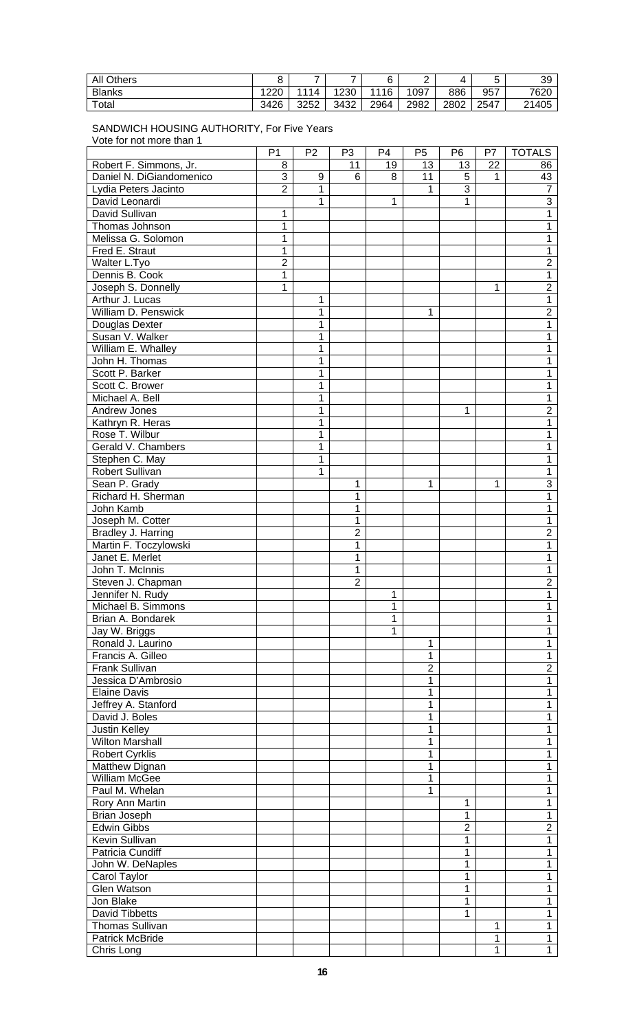| All Others | 8 | 7 | 7 | 6 | 2 | 4 | 5 | 39 |
|---|---|---|---|---|---|---|---|---|
| Blanks | 1220 | 1114 | 1230 | 1116 | 1097 | 886 | 957 | 7620 |
| Total | 3426 | 3252 | 3432 | 2964 | 2982 | 2802 | 2547 | 21405 |

SANDWICH HOUSING AUTHORITY, For Five Years
Vote for not more than 1

| | P1 | P2 | P3 | P4 | P5 | P6 | P7 | TOTALS |
|---|---|---|---|---|---|---|---|---|
| Robert F. Simmons, Jr. | 8 | | 11 | 19 | 13 | 13 | 22 | 86 |
| Daniel N. DiGiandomenico | 3 | 9 | 6 | 8 | 11 | 5 | 1 | 43 |
| Lydia Peters Jacinto | 2 | 1 | | | 1 | 3 | | 7 |
| David Leonardi | | 1 | | 1 | | 1 | | 3 |
| David Sullivan | 1 | | | | | | | 1 |
| Thomas Johnson | 1 | | | | | | | 1 |
| Melissa G. Solomon | 1 | | | | | | | 1 |
| Fred E. Straut | 1 | | | | | | | 1 |
| Walter L.Tyo | 2 | | | | | | | 2 |
| Dennis B. Cook | 1 | | | | | | | 1 |
| Joseph S. Donnelly | 1 | | | | | | 1 | 2 |
| Arthur J. Lucas | | 1 | | | | | | 1 |
| William D. Penswick | | 1 | | | 1 | | | 2 |
| Douglas Dexter | | 1 | | | | | | 1 |
| Susan V. Walker | | 1 | | | | | | 1 |
| William E. Whalley | | 1 | | | | | | 1 |
| John H. Thomas | | 1 | | | | | | 1 |
| Scott P. Barker | | 1 | | | | | | 1 |
| Scott C. Brower | | 1 | | | | | | 1 |
| Michael A. Bell | | 1 | | | | | | 1 |
| Andrew Jones | | 1 | | | | 1 | | 2 |
| Kathryn R. Heras | | 1 | | | | | | 1 |
| Rose T. Wilbur | | 1 | | | | | | 1 |
| Gerald V. Chambers | | 1 | | | | | | 1 |
| Stephen C. May | | 1 | | | | | | 1 |
| Robert Sullivan | | 1 | | | | | | 1 |
| Sean P. Grady | | | 1 | | 1 | | 1 | 3 |
| Richard H. Sherman | | | 1 | | | | | 1 |
| John Kamb | | | 1 | | | | | 1 |
| Joseph M. Cotter | | | 1 | | | | | 1 |
| Bradley J. Harring | | | 2 | | | | | 2 |
| Martin F. Toczylowski | | | 1 | | | | | 1 |
| Janet E. Merlet | | | 1 | | | | | 1 |
| John T. McInnis | | | 1 | | | | | 1 |
| Steven J. Chapman | | | 2 | | | | | 2 |
| Jennifer N. Rudy | | | | 1 | | | | 1 |
| Michael B. Simmons | | | | 1 | | | | 1 |
| Brian A. Bondarek | | | | 1 | | | | 1 |
| Jay W. Briggs | | | | 1 | | | | 1 |
| Ronald J. Laurino | | | | | 1 | | | 1 |
| Francis A. Gilleo | | | | | 1 | | | 1 |
| Frank Sullivan | | | | | 2 | | | 2 |
| Jessica D'Ambrosio | | | | | 1 | | | 1 |
| Elaine Davis | | | | | 1 | | | 1 |
| Jeffrey A. Stanford | | | | | 1 | | | 1 |
| David J. Boles | | | | | 1 | | | 1 |
| Justin Kelley | | | | | 1 | | | 1 |
| Wilton Marshall | | | | | 1 | | | 1 |
| Robert Cyrklis | | | | | 1 | | | 1 |
| Matthew Dignan | | | | | 1 | | | 1 |
| William McGee | | | | | 1 | | | 1 |
| Paul M. Whelan | | | | | 1 | | | 1 |
| Rory Ann Martin | | | | | | 1 | | 1 |
| Brian Joseph | | | | | | 1 | | 1 |
| Edwin Gibbs | | | | | | 2 | | 2 |
| Kevin Sullivan | | | | | | 1 | | 1 |
| Patricia Cundiff | | | | | | 1 | | 1 |
| John W. DeNaples | | | | | | 1 | | 1 |
| Carol Taylor | | | | | | 1 | | 1 |
| Glen Watson | | | | | | 1 | | 1 |
| Jon Blake | | | | | | 1 | | 1 |
| David Tibbetts | | | | | | 1 | | 1 |
| Thomas Sullivan | | | | | | | 1 | 1 |
| Patrick McBride | | | | | | | 1 | 1 |
| Chris Long | | | | | | | 1 | 1 |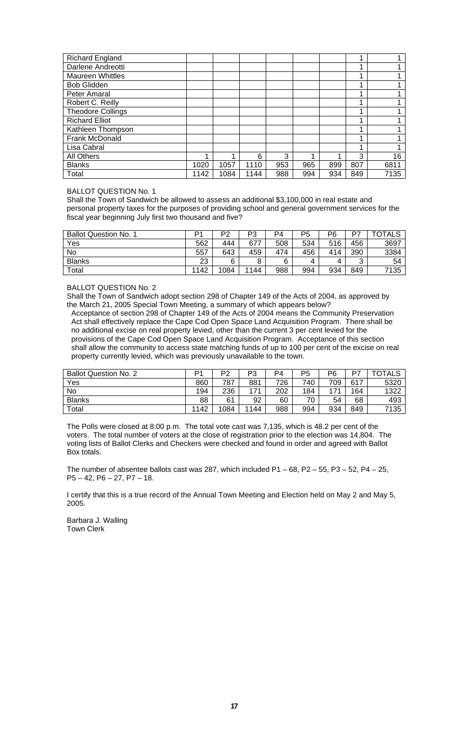| | | | | | | | | |
|---|---|---|---|---|---|---|---|---|
| Richard England | | | | | | | 1 | 1 |
| Darlene Andreotti | | | | | | | 1 | 1 |
| Maureen Whittles | | | | | | | 1 | 1 |
| Bob Glidden | | | | | | | 1 | 1 |
| Peter Amaral | | | | | | | 1 | 1 |
| Robert C. Reilly | | | | | | | 1 | 1 |
| Theodore Collings | | | | | | | 1 | 1 |
| Richard Elliot | | | | | | | 1 | 1 |
| Kathleen Thompson | | | | | | | 1 | 1 |
| Frank McDonald | | | | | | | 1 | 1 |
| Lisa Cabral | | | | | | | 1 | 1 |
| All Others | 1 | 1 | 6 | 3 | 1 | 1 | 3 | 16 |
| Blanks | 1020 | 1057 | 1110 | 953 | 965 | 899 | 807 | 6811 |
| Total | 1142 | 1084 | 1144 | 988 | 994 | 934 | 849 | 7135 |

BALLOT QUESTION No. 1

Shall the Town of Sandwich be allowed to assess an additional $3,100,000 in real estate and personal property taxes for the purposes of providing school and general government services for the fiscal year beginning July first two thousand and five?

| Ballot Question No. 1 | P1 | P2 | P3 | P4 | P5 | P6 | P7 | TOTALS |
|---|---|---|---|---|---|---|---|---|
| Yes | 562 | 444 | 677 | 508 | 534 | 516 | 456 | 3697 |
| No | 557 | 643 | 459 | 474 | 456 | 414 | 390 | 3384 |
| Blanks | 23 | 6 | 8 | 6 | 4 | 4 | 3 | 54 |
| Total | 1142 | 1084 | 1144 | 988 | 994 | 934 | 849 | 7135 |

BALLOT QUESTION No. 2

Shall the Town of Sandwich adopt section 298 of Chapter 149 of the Acts of 2004, as approved by the March 21, 2005 Special Town Meeting, a summary of which appears below?

Acceptance of section 298 of Chapter 149 of the Acts of 2004 means the Community Preservation Act shall effectively replace the Cape Cod Open Space Land Acquisition Program. There shall be no additional excise on real property levied, other than the current 3 per cent levied for the provisions of the Cape Cod Open Space Land Acquisition Program. Acceptance of this section shall allow the community to access state matching funds of up to 100 per cent of the excise on real property currently levied, which was previously unavailable to the town.

| Ballot Question No. 2 | P1 | P2 | P3 | P4 | P5 | P6 | P7 | TOTALS |
|---|---|---|---|---|---|---|---|---|
| Yes | 860 | 787 | 881 | 726 | 740 | 709 | 617 | 5320 |
| No | 194 | 236 | 171 | 202 | 184 | 171 | 164 | 1322 |
| Blanks | 88 | 61 | 92 | 60 | 70 | 54 | 68 | 493 |
| Total | 1142 | 1084 | 1144 | 988 | 994 | 934 | 849 | 7135 |

The Polls were closed at 8:00 p.m. The total vote cast was 7,135, which is 48.2 per cent of the voters. The total number of voters at the close of registration prior to the election was 14,804. The voting lists of Ballot Clerks and Checkers were checked and found in order and agreed with Ballot Box totals.

The number of absentee ballots cast was 287, which included P1 – 68, P2 – 55, P3 – 52, P4 – 25, P5 – 42, P6 – 27, P7 – 18.

I certify that this is a true record of the Annual Town Meeting and Election held on May 2 and May 5, 2005.

Barbara J. Walling
Town Clerk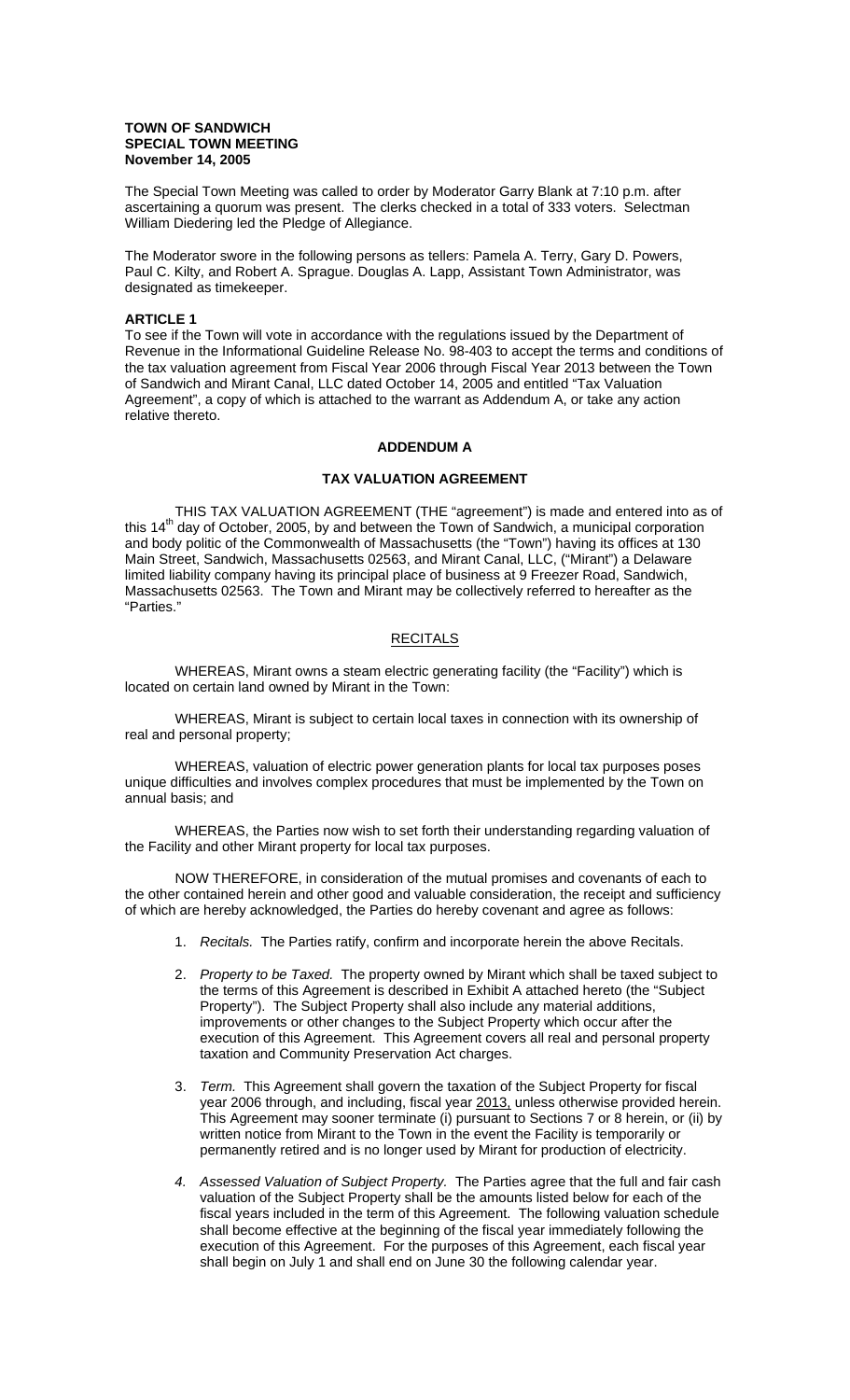**TOWN OF SANDWICH**
**SPECIAL TOWN MEETING**
**November 14, 2005**

The Special Town Meeting was called to order by Moderator Garry Blank at 7:10 p.m. after ascertaining a quorum was present. The clerks checked in a total of 333 voters. Selectman William Diedering led the Pledge of Allegiance.

The Moderator swore in the following persons as tellers: Pamela A. Terry, Gary D. Powers, Paul C. Kilty, and Robert A. Sprague. Douglas A. Lapp, Assistant Town Administrator, was designated as timekeeper.

**ARTICLE 1**
To see if the Town will vote in accordance with the regulations issued by the Department of Revenue in the Informational Guideline Release No. 98-403 to accept the terms and conditions of the tax valuation agreement from Fiscal Year 2006 through Fiscal Year 2013 between the Town of Sandwich and Mirant Canal, LLC dated October 14, 2005 and entitled "Tax Valuation Agreement", a copy of which is attached to the warrant as Addendum A, or take any action relative thereto.

**ADDENDUM A**

**TAX VALUATION AGREEMENT**

THIS TAX VALUATION AGREEMENT (THE "agreement") is made and entered into as of this 14th day of October, 2005, by and between the Town of Sandwich, a municipal corporation and body politic of the Commonwealth of Massachusetts (the "Town") having its offices at 130 Main Street, Sandwich, Massachusetts 02563, and Mirant Canal, LLC, ("Mirant") a Delaware limited liability company having its principal place of business at 9 Freezer Road, Sandwich, Massachusetts 02563. The Town and Mirant may be collectively referred to hereafter as the "Parties."

RECITALS

WHEREAS, Mirant owns a steam electric generating facility (the "Facility") which is located on certain land owned by Mirant in the Town:

WHEREAS, Mirant is subject to certain local taxes in connection with its ownership of real and personal property;

WHEREAS, valuation of electric power generation plants for local tax purposes poses unique difficulties and involves complex procedures that must be implemented by the Town on annual basis; and

WHEREAS, the Parties now wish to set forth their understanding regarding valuation of the Facility and other Mirant property for local tax purposes.

NOW THEREFORE, in consideration of the mutual promises and covenants of each to the other contained herein and other good and valuable consideration, the receipt and sufficiency of which are hereby acknowledged, the Parties do hereby covenant and agree as follows:

1. *Recitals.* The Parties ratify, confirm and incorporate herein the above Recitals.

2. *Property to be Taxed.* The property owned by Mirant which shall be taxed subject to the terms of this Agreement is described in Exhibit A attached hereto (the "Subject Property"). The Subject Property shall also include any material additions, improvements or other changes to the Subject Property which occur after the execution of this Agreement. This Agreement covers all real and personal property taxation and Community Preservation Act charges.

3. *Term.* This Agreement shall govern the taxation of the Subject Property for fiscal year 2006 through, and including, fiscal year 2013, unless otherwise provided herein. This Agreement may sooner terminate (i) pursuant to Sections 7 or 8 herein, or (ii) by written notice from Mirant to the Town in the event the Facility is temporarily or permanently retired and is no longer used by Mirant for production of electricity.

4. *Assessed Valuation of Subject Property.* The Parties agree that the full and fair cash valuation of the Subject Property shall be the amounts listed below for each of the fiscal years included in the term of this Agreement. The following valuation schedule shall become effective at the beginning of the fiscal year immediately following the execution of this Agreement. For the purposes of this Agreement, each fiscal year shall begin on July 1 and shall end on June 30 the following calendar year.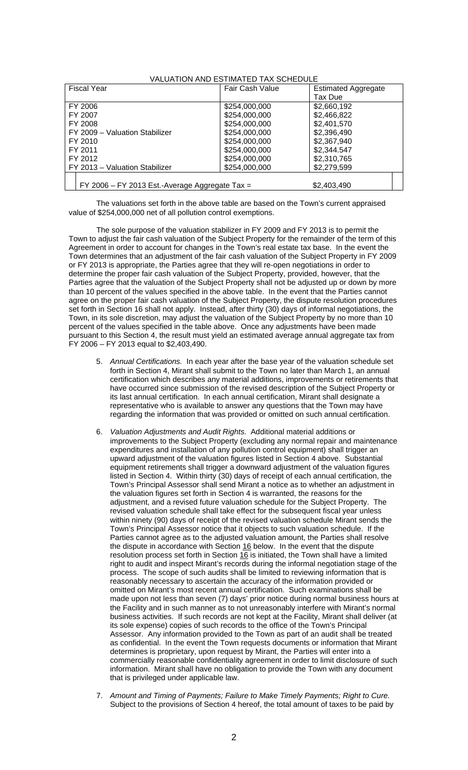VALUATION AND ESTIMATED TAX SCHEDULE

| Fiscal Year | Fair Cash Value | Estimated Aggregate Tax Due |
|---|---|---|
| FY 2006 | $254,000,000 | $2,660,192 |
| FY 2007 | $254,000,000 | $2,466,822 |
| FY 2008 | $254,000,000 | $2,401,570 |
| FY 2009 – Valuation Stabilizer | $254,000,000 | $2,396,490 |
| FY 2010 | $254,000,000 | $2,367,940 |
| FY 2011 | $254,000,000 | $2,344.547 |
| FY 2012 | $254,000,000 | $2,310,765 |
| FY 2013 – Valuation Stabilizer | $254,000,000 | $2,279,599 |
| FY 2006 – FY 2013 Est.-Average Aggregate Tax = | | $2,403,490 |

The valuations set forth in the above table are based on the Town's current appraised value of $254,000,000 net of all pollution control exemptions.

The sole purpose of the valuation stabilizer in FY 2009 and FY 2013 is to permit the Town to adjust the fair cash valuation of the Subject Property for the remainder of the term of this Agreement in order to account for changes in the Town's real estate tax base. In the event the Town determines that an adjustment of the fair cash valuation of the Subject Property in FY 2009 or FY 2013 is appropriate, the Parties agree that they will re-open negotiations in order to determine the proper fair cash valuation of the Subject Property, provided, however, that the Parties agree that the valuation of the Subject Property shall not be adjusted up or down by more than 10 percent of the values specified in the above table. In the event that the Parties cannot agree on the proper fair cash valuation of the Subject Property, the dispute resolution procedures set forth in Section 16 shall not apply. Instead, after thirty (30) days of informal negotiations, the Town, in its sole discretion, may adjust the valuation of the Subject Property by no more than 10 percent of the values specified in the table above. Once any adjustments have been made pursuant to this Section 4, the result must yield an estimated average annual aggregate tax from FY 2006 – FY 2013 equal to $2,403,490.

5. *Annual Certifications.* In each year after the base year of the valuation schedule set forth in Section 4, Mirant shall submit to the Town no later than March 1, an annual certification which describes any material additions, improvements or retirements that have occurred since submission of the revised description of the Subject Property or its last annual certification. In each annual certification, Mirant shall designate a representative who is available to answer any questions that the Town may have regarding the information that was provided or omitted on such annual certification.

6. *Valuation Adjustments and Audit Rights.* Additional material additions or improvements to the Subject Property (excluding any normal repair and maintenance expenditures and installation of any pollution control equipment) shall trigger an upward adjustment of the valuation figures listed in Section 4 above. Substantial equipment retirements shall trigger a downward adjustment of the valuation figures listed in Section 4. Within thirty (30) days of receipt of each annual certification, the Town's Principal Assessor shall send Mirant a notice as to whether an adjustment in the valuation figures set forth in Section 4 is warranted, the reasons for the adjustment, and a revised future valuation schedule for the Subject Property. The revised valuation schedule shall take effect for the subsequent fiscal year unless within ninety (90) days of receipt of the revised valuation schedule Mirant sends the Town's Principal Assessor notice that it objects to such valuation schedule. If the Parties cannot agree as to the adjusted valuation amount, the Parties shall resolve the dispute in accordance with Section 16 below. In the event that the dispute resolution process set forth in Section 16 is initiated, the Town shall have a limited right to audit and inspect Mirant's records during the informal negotiation stage of the process. The scope of such audits shall be limited to reviewing information that is reasonably necessary to ascertain the accuracy of the information provided or omitted on Mirant's most recent annual certification. Such examinations shall be made upon not less than seven (7) days' prior notice during normal business hours at the Facility and in such manner as to not unreasonably interfere with Mirant's normal business activities. If such records are not kept at the Facility, Mirant shall deliver (at its sole expense) copies of such records to the office of the Town's Principal Assessor. Any information provided to the Town as part of an audit shall be treated as confidential. In the event the Town requests documents or information that Mirant determines is proprietary, upon request by Mirant, the Parties will enter into a commercially reasonable confidentiality agreement in order to limit disclosure of such information. Mirant shall have no obligation to provide the Town with any document that is privileged under applicable law.

7. *Amount and Timing of Payments; Failure to Make Timely Payments; Right to Cure.* Subject to the provisions of Section 4 hereof, the total amount of taxes to be paid by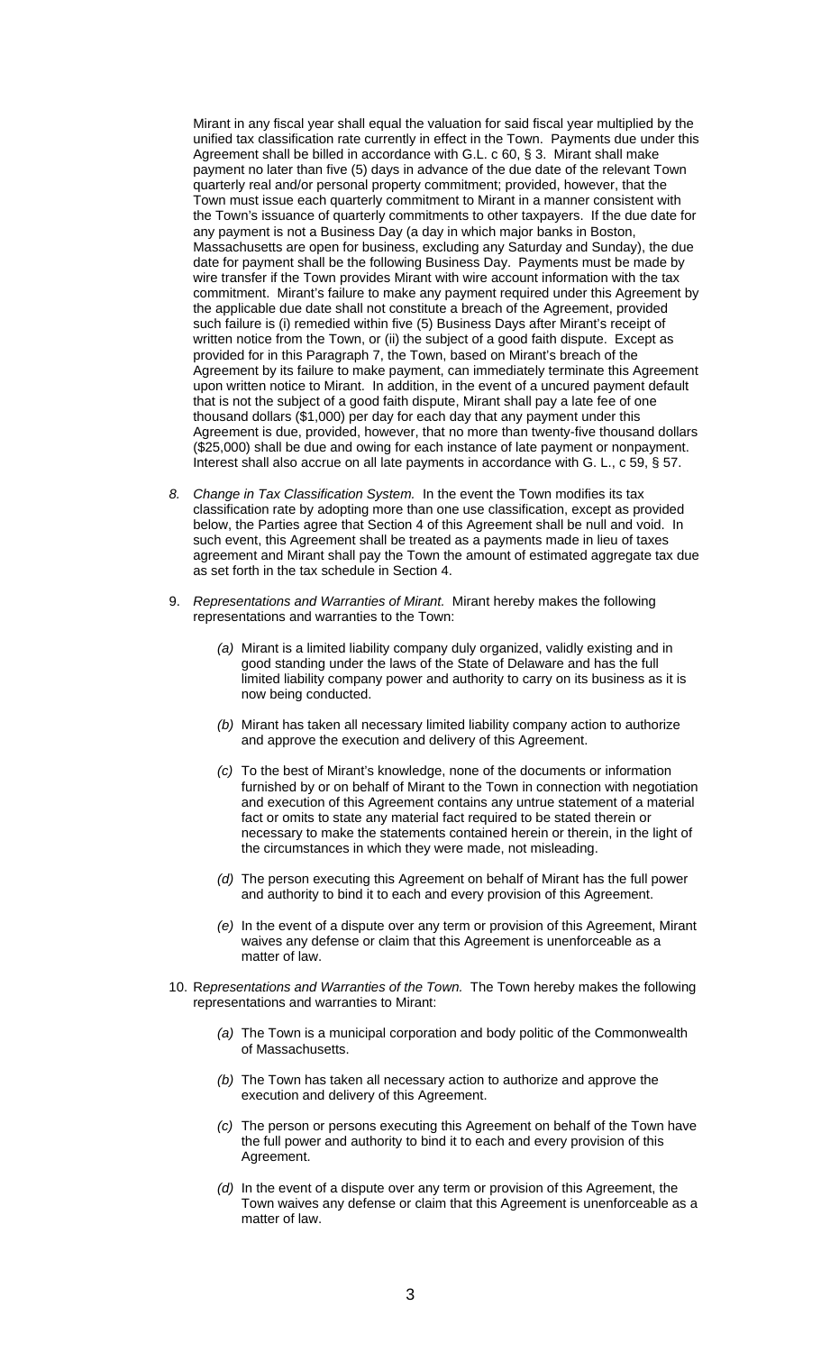Mirant in any fiscal year shall equal the valuation for said fiscal year multiplied by the unified tax classification rate currently in effect in the Town. Payments due under this Agreement shall be billed in accordance with G.L. c 60, § 3. Mirant shall make payment no later than five (5) days in advance of the due date of the relevant Town quarterly real and/or personal property commitment; provided, however, that the Town must issue each quarterly commitment to Mirant in a manner consistent with the Town's issuance of quarterly commitments to other taxpayers. If the due date for any payment is not a Business Day (a day in which major banks in Boston, Massachusetts are open for business, excluding any Saturday and Sunday), the due date for payment shall be the following Business Day. Payments must be made by wire transfer if the Town provides Mirant with wire account information with the tax commitment. Mirant's failure to make any payment required under this Agreement by the applicable due date shall not constitute a breach of the Agreement, provided such failure is (i) remedied within five (5) Business Days after Mirant's receipt of written notice from the Town, or (ii) the subject of a good faith dispute. Except as provided for in this Paragraph 7, the Town, based on Mirant's breach of the Agreement by its failure to make payment, can immediately terminate this Agreement upon written notice to Mirant. In addition, in the event of a uncured payment default that is not the subject of a good faith dispute, Mirant shall pay a late fee of one thousand dollars ($1,000) per day for each day that any payment under this Agreement is due, provided, however, that no more than twenty-five thousand dollars ($25,000) shall be due and owing for each instance of late payment or nonpayment. Interest shall also accrue on all late payments in accordance with G. L., c 59, § 57.

8. *Change in Tax Classification System.* In the event the Town modifies its tax classification rate by adopting more than one use classification, except as provided below, the Parties agree that Section 4 of this Agreement shall be null and void. In such event, this Agreement shall be treated as a payments made in lieu of taxes agreement and Mirant shall pay the Town the amount of estimated aggregate tax due as set forth in the tax schedule in Section 4.

9. *Representations and Warranties of Mirant.* Mirant hereby makes the following representations and warranties to the Town:

   *(a)* Mirant is a limited liability company duly organized, validly existing and in good standing under the laws of the State of Delaware and has the full limited liability company power and authority to carry on its business as it is now being conducted.

   *(b)* Mirant has taken all necessary limited liability company action to authorize and approve the execution and delivery of this Agreement.

   *(c)* To the best of Mirant's knowledge, none of the documents or information furnished by or on behalf of Mirant to the Town in connection with negotiation and execution of this Agreement contains any untrue statement of a material fact or omits to state any material fact required to be stated therein or necessary to make the statements contained herein or therein, in the light of the circumstances in which they were made, not misleading.

   *(d)* The person executing this Agreement on behalf of Mirant has the full power and authority to bind it to each and every provision of this Agreement.

   *(e)* In the event of a dispute over any term or provision of this Agreement, Mirant waives any defense or claim that this Agreement is unenforceable as a matter of law.

10. R*epresentations and Warranties of the Town.* The Town hereby makes the following representations and warranties to Mirant:

    *(a)* The Town is a municipal corporation and body politic of the Commonwealth of Massachusetts.

    *(b)* The Town has taken all necessary action to authorize and approve the execution and delivery of this Agreement.

    *(c)* The person or persons executing this Agreement on behalf of the Town have the full power and authority to bind it to each and every provision of this Agreement.

    *(d)* In the event of a dispute over any term or provision of this Agreement, the Town waives any defense or claim that this Agreement is unenforceable as a matter of law.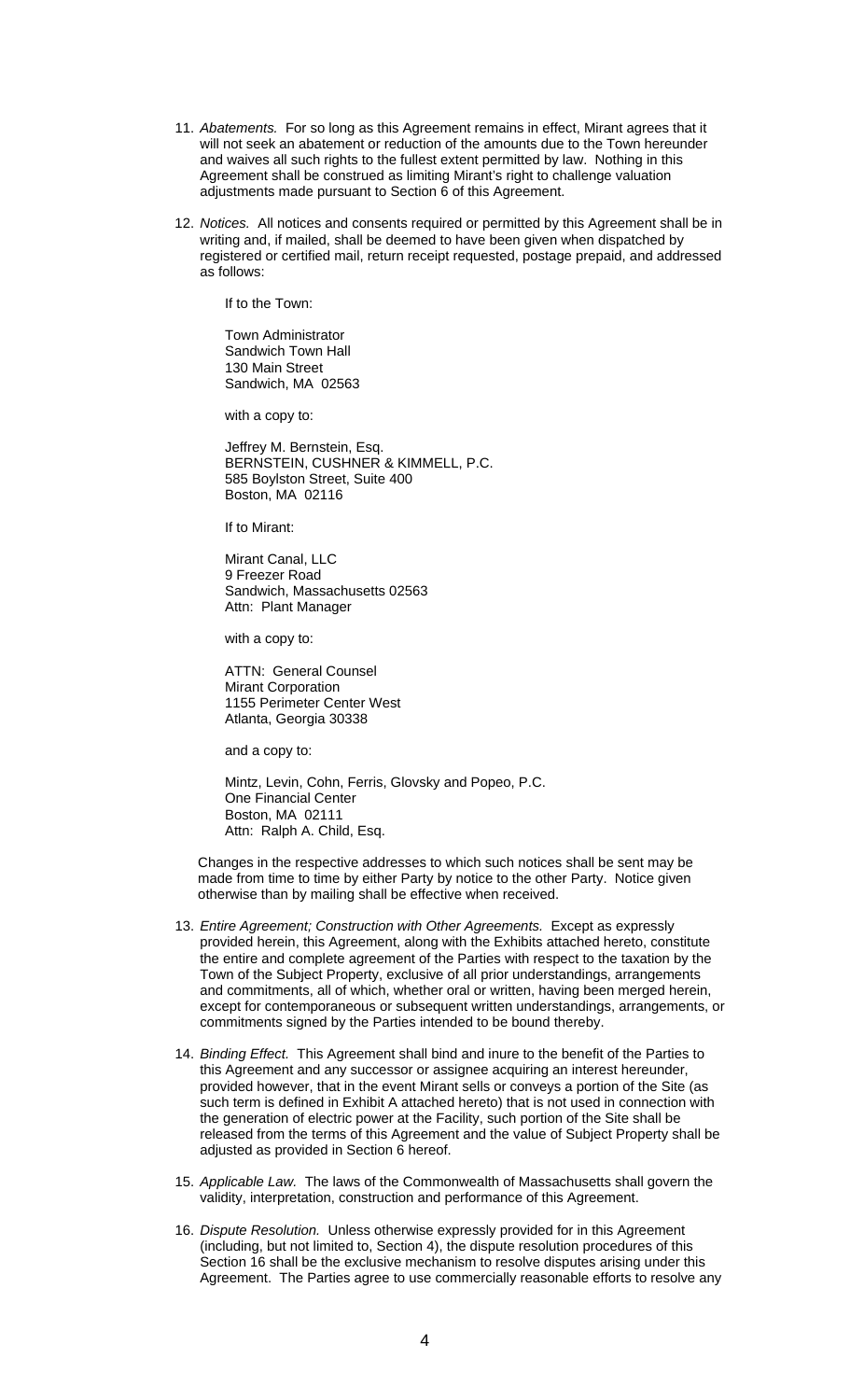11. *Abatements.* For so long as this Agreement remains in effect, Mirant agrees that it will not seek an abatement or reduction of the amounts due to the Town hereunder and waives all such rights to the fullest extent permitted by law. Nothing in this Agreement shall be construed as limiting Mirant's right to challenge valuation adjustments made pursuant to Section 6 of this Agreement.

12. *Notices.* All notices and consents required or permitted by this Agreement shall be in writing and, if mailed, shall be deemed to have been given when dispatched by registered or certified mail, return receipt requested, postage prepaid, and addressed as follows:

    If to the Town:

    Town Administrator
    Sandwich Town Hall
    130 Main Street
    Sandwich, MA 02563

    with a copy to:

    Jeffrey M. Bernstein, Esq.
    BERNSTEIN, CUSHNER & KIMMELL, P.C.
    585 Boylston Street, Suite 400
    Boston, MA 02116

    If to Mirant:

    Mirant Canal, LLC
    9 Freezer Road
    Sandwich, Massachusetts 02563
    Attn: Plant Manager

    with a copy to:

    ATTN: General Counsel
    Mirant Corporation
    1155 Perimeter Center West
    Atlanta, Georgia 30338

    and a copy to:

    Mintz, Levin, Cohn, Ferris, Glovsky and Popeo, P.C.
    One Financial Center
    Boston, MA 02111
    Attn: Ralph A. Child, Esq.

    Changes in the respective addresses to which such notices shall be sent may be made from time to time by either Party by notice to the other Party. Notice given otherwise than by mailing shall be effective when received.

13. *Entire Agreement; Construction with Other Agreements.* Except as expressly provided herein, this Agreement, along with the Exhibits attached hereto, constitute the entire and complete agreement of the Parties with respect to the taxation by the Town of the Subject Property, exclusive of all prior understandings, arrangements and commitments, all of which, whether oral or written, having been merged herein, except for contemporaneous or subsequent written understandings, arrangements, or commitments signed by the Parties intended to be bound thereby.

14. *Binding Effect.* This Agreement shall bind and inure to the benefit of the Parties to this Agreement and any successor or assignee acquiring an interest hereunder, provided however, that in the event Mirant sells or conveys a portion of the Site (as such term is defined in Exhibit A attached hereto) that is not used in connection with the generation of electric power at the Facility, such portion of the Site shall be released from the terms of this Agreement and the value of Subject Property shall be adjusted as provided in Section 6 hereof.

15. *Applicable Law.* The laws of the Commonwealth of Massachusetts shall govern the validity, interpretation, construction and performance of this Agreement.

16. *Dispute Resolution.* Unless otherwise expressly provided for in this Agreement (including, but not limited to, Section 4), the dispute resolution procedures of this Section 16 shall be the exclusive mechanism to resolve disputes arising under this Agreement. The Parties agree to use commercially reasonable efforts to resolve any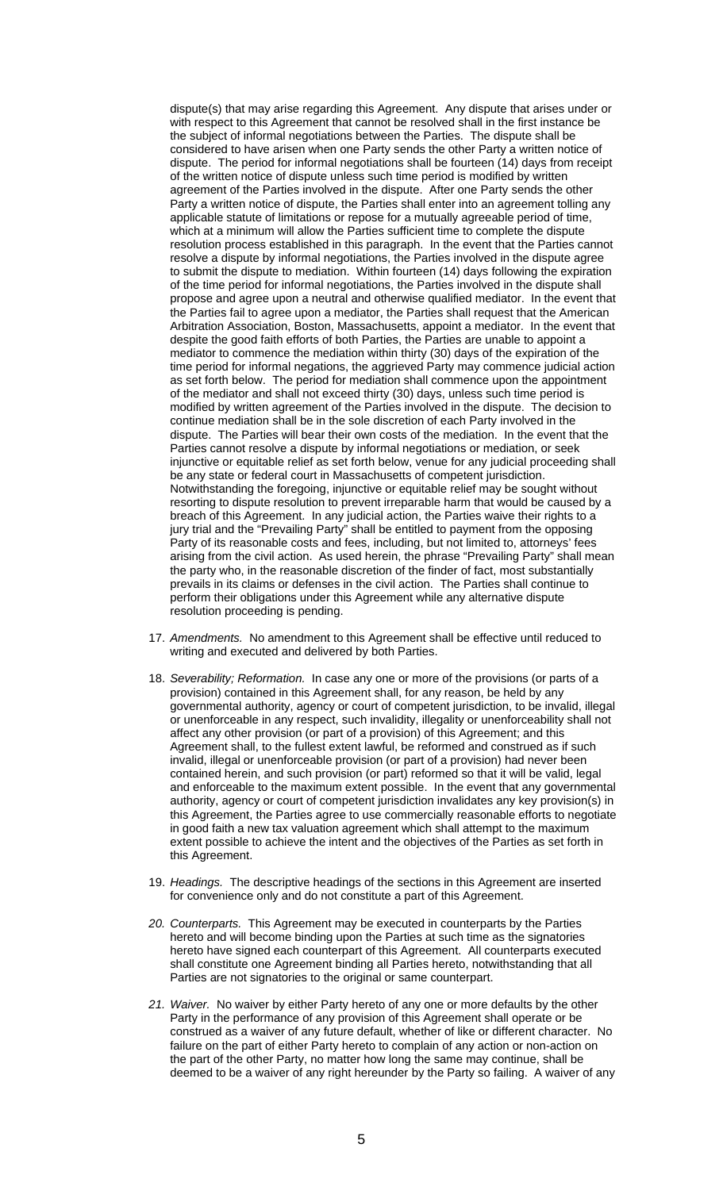dispute(s) that may arise regarding this Agreement. Any dispute that arises under or with respect to this Agreement that cannot be resolved shall in the first instance be the subject of informal negotiations between the Parties. The dispute shall be considered to have arisen when one Party sends the other Party a written notice of dispute. The period for informal negotiations shall be fourteen (14) days from receipt of the written notice of dispute unless such time period is modified by written agreement of the Parties involved in the dispute. After one Party sends the other Party a written notice of dispute, the Parties shall enter into an agreement tolling any applicable statute of limitations or repose for a mutually agreeable period of time, which at a minimum will allow the Parties sufficient time to complete the dispute resolution process established in this paragraph. In the event that the Parties cannot resolve a dispute by informal negotiations, the Parties involved in the dispute agree to submit the dispute to mediation. Within fourteen (14) days following the expiration of the time period for informal negotiations, the Parties involved in the dispute shall propose and agree upon a neutral and otherwise qualified mediator. In the event that the Parties fail to agree upon a mediator, the Parties shall request that the American Arbitration Association, Boston, Massachusetts, appoint a mediator. In the event that despite the good faith efforts of both Parties, the Parties are unable to appoint a mediator to commence the mediation within thirty (30) days of the expiration of the time period for informal negations, the aggrieved Party may commence judicial action as set forth below. The period for mediation shall commence upon the appointment of the mediator and shall not exceed thirty (30) days, unless such time period is modified by written agreement of the Parties involved in the dispute. The decision to continue mediation shall be in the sole discretion of each Party involved in the dispute. The Parties will bear their own costs of the mediation. In the event that the Parties cannot resolve a dispute by informal negotiations or mediation, or seek injunctive or equitable relief as set forth below, venue for any judicial proceeding shall be any state or federal court in Massachusetts of competent jurisdiction. Notwithstanding the foregoing, injunctive or equitable relief may be sought without resorting to dispute resolution to prevent irreparable harm that would be caused by a breach of this Agreement. In any judicial action, the Parties waive their rights to a jury trial and the "Prevailing Party" shall be entitled to payment from the opposing Party of its reasonable costs and fees, including, but not limited to, attorneys' fees arising from the civil action. As used herein, the phrase "Prevailing Party" shall mean the party who, in the reasonable discretion of the finder of fact, most substantially prevails in its claims or defenses in the civil action. The Parties shall continue to perform their obligations under this Agreement while any alternative dispute resolution proceeding is pending.

17. *Amendments.* No amendment to this Agreement shall be effective until reduced to writing and executed and delivered by both Parties.

18. *Severability; Reformation.* In case any one or more of the provisions (or parts of a provision) contained in this Agreement shall, for any reason, be held by any governmental authority, agency or court of competent jurisdiction, to be invalid, illegal or unenforceable in any respect, such invalidity, illegality or unenforceability shall not affect any other provision (or part of a provision) of this Agreement; and this Agreement shall, to the fullest extent lawful, be reformed and construed as if such invalid, illegal or unenforceable provision (or part of a provision) had never been contained herein, and such provision (or part) reformed so that it will be valid, legal and enforceable to the maximum extent possible. In the event that any governmental authority, agency or court of competent jurisdiction invalidates any key provision(s) in this Agreement, the Parties agree to use commercially reasonable efforts to negotiate in good faith a new tax valuation agreement which shall attempt to the maximum extent possible to achieve the intent and the objectives of the Parties as set forth in this Agreement.

19. *Headings.* The descriptive headings of the sections in this Agreement are inserted for convenience only and do not constitute a part of this Agreement.

20. *Counterparts.* This Agreement may be executed in counterparts by the Parties hereto and will become binding upon the Parties at such time as the signatories hereto have signed each counterpart of this Agreement. All counterparts executed shall constitute one Agreement binding all Parties hereto, notwithstanding that all Parties are not signatories to the original or same counterpart.

21. *Waiver.* No waiver by either Party hereto of any one or more defaults by the other Party in the performance of any provision of this Agreement shall operate or be construed as a waiver of any future default, whether of like or different character. No failure on the part of either Party hereto to complain of any action or non-action on the part of the other Party, no matter how long the same may continue, shall be deemed to be a waiver of any right hereunder by the Party so failing. A waiver of any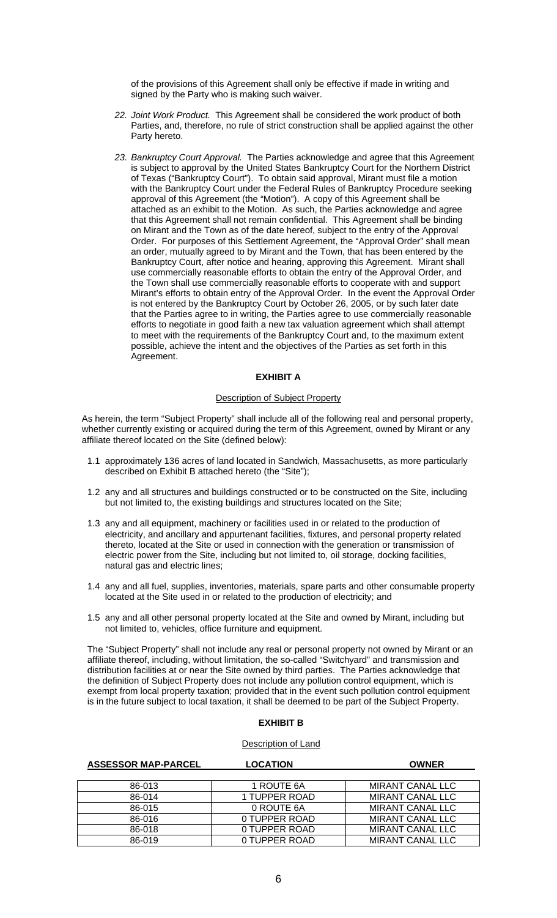of the provisions of this Agreement shall only be effective if made in writing and signed by the Party who is making such waiver.

22. *Joint Work Product.* This Agreement shall be considered the work product of both Parties, and, therefore, no rule of strict construction shall be applied against the other Party hereto.

23. *Bankruptcy Court Approval.* The Parties acknowledge and agree that this Agreement is subject to approval by the United States Bankruptcy Court for the Northern District of Texas ("Bankruptcy Court"). To obtain said approval, Mirant must file a motion with the Bankruptcy Court under the Federal Rules of Bankruptcy Procedure seeking approval of this Agreement (the "Motion"). A copy of this Agreement shall be attached as an exhibit to the Motion. As such, the Parties acknowledge and agree that this Agreement shall not remain confidential. This Agreement shall be binding on Mirant and the Town as of the date hereof, subject to the entry of the Approval Order. For purposes of this Settlement Agreement, the "Approval Order" shall mean an order, mutually agreed to by Mirant and the Town, that has been entered by the Bankruptcy Court, after notice and hearing, approving this Agreement. Mirant shall use commercially reasonable efforts to obtain the entry of the Approval Order, and the Town shall use commercially reasonable efforts to cooperate with and support Mirant's efforts to obtain entry of the Approval Order. In the event the Approval Order is not entered by the Bankruptcy Court by October 26, 2005, or by such later date that the Parties agree to in writing, the Parties agree to use commercially reasonable efforts to negotiate in good faith a new tax valuation agreement which shall attempt to meet with the requirements of the Bankruptcy Court and, to the maximum extent possible, achieve the intent and the objectives of the Parties as set forth in this Agreement.

## EXHIBIT A

Description of Subject Property

As herein, the term "Subject Property" shall include all of the following real and personal property, whether currently existing or acquired during the term of this Agreement, owned by Mirant or any affiliate thereof located on the Site (defined below):

1.1 approximately 136 acres of land located in Sandwich, Massachusetts, as more particularly described on Exhibit B attached hereto (the "Site");

1.2 any and all structures and buildings constructed or to be constructed on the Site, including but not limited to, the existing buildings and structures located on the Site;

1.3 any and all equipment, machinery or facilities used in or related to the production of electricity, and ancillary and appurtenant facilities, fixtures, and personal property related thereto, located at the Site or used in connection with the generation or transmission of electric power from the Site, including but not limited to, oil storage, docking facilities, natural gas and electric lines;

1.4 any and all fuel, supplies, inventories, materials, spare parts and other consumable property located at the Site used in or related to the production of electricity; and

1.5 any and all other personal property located at the Site and owned by Mirant, including but not limited to, vehicles, office furniture and equipment.

The "Subject Property" shall not include any real or personal property not owned by Mirant or an affiliate thereof, including, without limitation, the so-called "Switchyard" and transmission and distribution facilities at or near the Site owned by third parties. The Parties acknowledge that the definition of Subject Property does not include any pollution control equipment, which is exempt from local property taxation; provided that in the event such pollution control equipment is in the future subject to local taxation, it shall be deemed to be part of the Subject Property.

## EXHIBIT B

Description of Land

| ASSESSOR MAP-PARCEL | LOCATION | OWNER |
|---|---|---|
| 86-013 | 1 ROUTE 6A | MIRANT CANAL LLC |
| 86-014 | 1 TUPPER ROAD | MIRANT CANAL LLC |
| 86-015 | 0 ROUTE 6A | MIRANT CANAL LLC |
| 86-016 | 0 TUPPER ROAD | MIRANT CANAL LLC |
| 86-018 | 0 TUPPER ROAD | MIRANT CANAL LLC |
| 86-019 | 0 TUPPER ROAD | MIRANT CANAL LLC |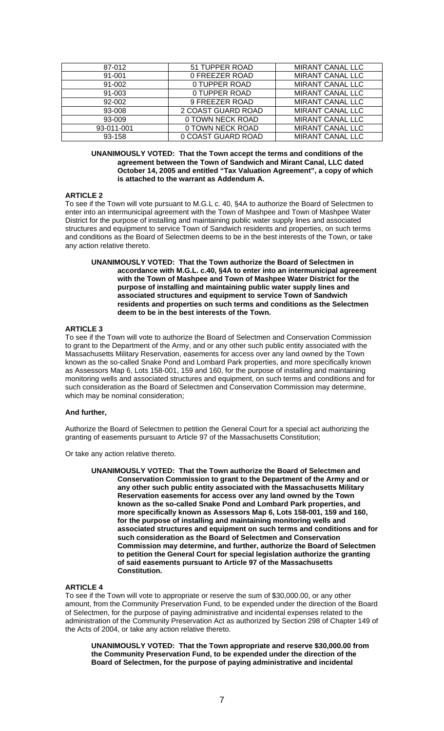| 87-012 | 51 TUPPER ROAD | MIRANT CANAL LLC |
|---|---|---|
| 91-001 | 0 FREEZER ROAD | MIRANT CANAL LLC |
| 91-002 | 0 TUPPER ROAD | MIRANT CANAL LLC |
| 91-003 | 0 TUPPER ROAD | MIRANT CANAL LLC |
| 92-002 | 9 FREEZER ROAD | MIRANT CANAL LLC |
| 93-008 | 2 COAST GUARD ROAD | MIRANT CANAL LLC |
| 93-009 | 0 TOWN NECK ROAD | MIRANT CANAL LLC |
| 93-011-001 | 0 TOWN NECK ROAD | MIRANT CANAL LLC |
| 93-158 | 0 COAST GUARD ROAD | MIRANT CANAL LLC |

**UNANIMOUSLY VOTED: That the Town accept the terms and conditions of the agreement between the Town of Sandwich and Mirant Canal, LLC dated October 14, 2005 and entitled "Tax Valuation Agreement", a copy of which is attached to the warrant as Addendum A.**

**ARTICLE 2**

To see if the Town will vote pursuant to M.G.L c. 40, §4A to authorize the Board of Selectmen to enter into an intermunicipal agreement with the Town of Mashpee and Town of Mashpee Water District for the purpose of installing and maintaining public water supply lines and associated structures and equipment to service Town of Sandwich residents and properties, on such terms and conditions as the Board of Selectmen deems to be in the best interests of the Town, or take any action relative thereto.

**UNANIMOUSLY VOTED: That the Town authorize the Board of Selectmen in accordance with M.G.L. c.40, §4A to enter into an intermunicipal agreement with the Town of Mashpee and Town of Mashpee Water District for the purpose of installing and maintaining public water supply lines and associated structures and equipment to service Town of Sandwich residents and properties on such terms and conditions as the Selectmen deem to be in the best interests of the Town.**

**ARTICLE 3**

To see if the Town will vote to authorize the Board of Selectmen and Conservation Commission to grant to the Department of the Army, and or any other such public entity associated with the Massachusetts Military Reservation, easements for access over any land owned by the Town known as the so-called Snake Pond and Lombard Park properties, and more specifically known as Assessors Map 6, Lots 158-001, 159 and 160, for the purpose of installing and maintaining monitoring wells and associated structures and equipment, on such terms and conditions and for such consideration as the Board of Selectmen and Conservation Commission may determine, which may be nominal consideration;

**And further,**

Authorize the Board of Selectmen to petition the General Court for a special act authorizing the granting of easements pursuant to Article 97 of the Massachusetts Constitution;

Or take any action relative thereto.

**UNANIMOUSLY VOTED: That the Town authorize the Board of Selectmen and Conservation Commission to grant to the Department of the Army and or any other such public entity associated with the Massachusetts Military Reservation easements for access over any land owned by the Town known as the so-called Snake Pond and Lombard Park properties, and more specifically known as Assessors Map 6, Lots 158-001, 159 and 160, for the purpose of installing and maintaining monitoring wells and associated structures and equipment on such terms and conditions and for such consideration as the Board of Selectmen and Conservation Commission may determine, and further, authorize the Board of Selectmen to petition the General Court for special legislation authorize the granting of said easements pursuant to Article 97 of the Massachusetts Constitution.**

**ARTICLE 4**

To see if the Town will vote to appropriate or reserve the sum of $30,000.00, or any other amount, from the Community Preservation Fund, to be expended under the direction of the Board of Selectmen, for the purpose of paying administrative and incidental expenses related to the administration of the Community Preservation Act as authorized by Section 298 of Chapter 149 of the Acts of 2004, or take any action relative thereto.

**UNANIMOUSLY VOTED: That the Town appropriate and reserve $30,000.00 from the Community Preservation Fund, to be expended under the direction of the Board of Selectmen, for the purpose of paying administrative and incidental**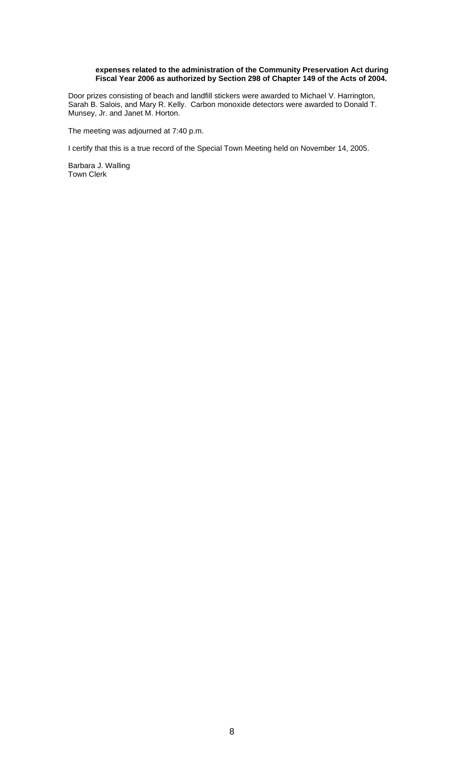**expenses related to the administration of the Community Preservation Act during Fiscal Year 2006 as authorized by Section 298 of Chapter 149 of the Acts of 2004.**

Door prizes consisting of beach and landfill stickers were awarded to Michael V. Harrington, Sarah B. Salois, and Mary R. Kelly. Carbon monoxide detectors were awarded to Donald T. Munsey, Jr. and Janet M. Horton.

The meeting was adjourned at 7:40 p.m.

I certify that this is a true record of the Special Town Meeting held on November 14, 2005.

Barbara J. Walling
Town Clerk